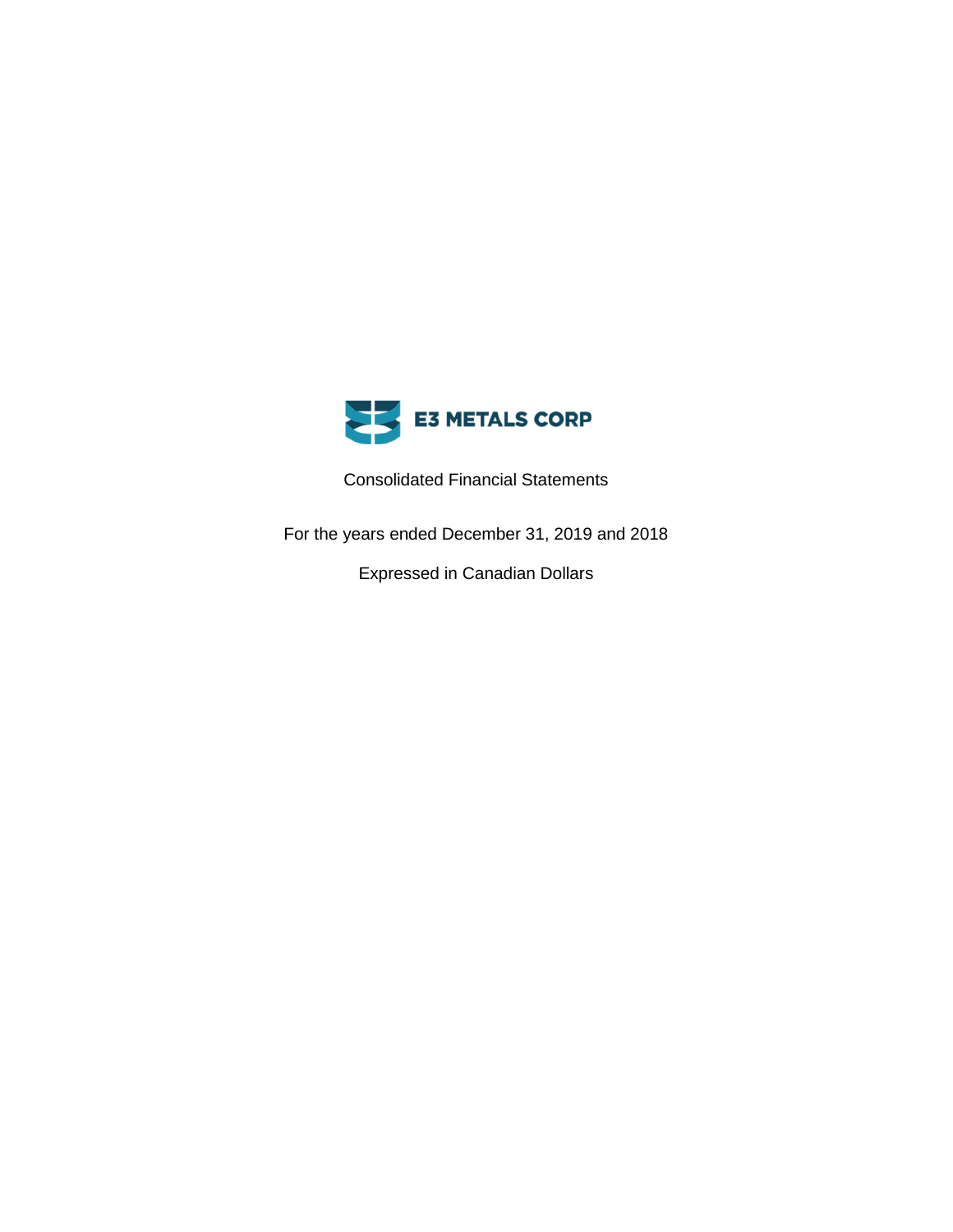# E3 METALS CORP

Consolidated Financial Statements

For the years ended December 31, 2019 and 2018

Expressed in Canadian Dollars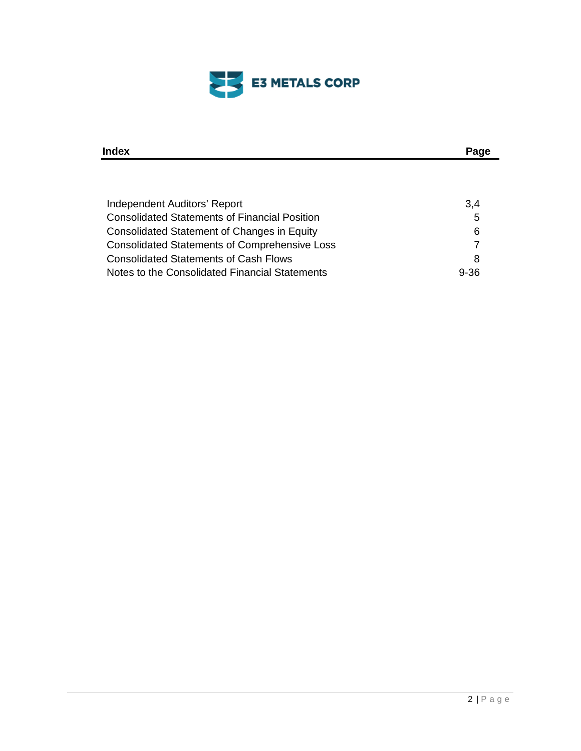E3 METALS CORP

| Index | Page |
| --- | --- |
| Independent Auditors' Report | 3,4 |
| Consolidated Statements of Financial Position | 5 |
| Consolidated Statement of Changes in Equity | 6 |
| Consolidated Statements of Comprehensive Loss | 7 |
| Consolidated Statements of Cash Flows | 8 |
| Notes to the Consolidated Financial Statements | 9-36 |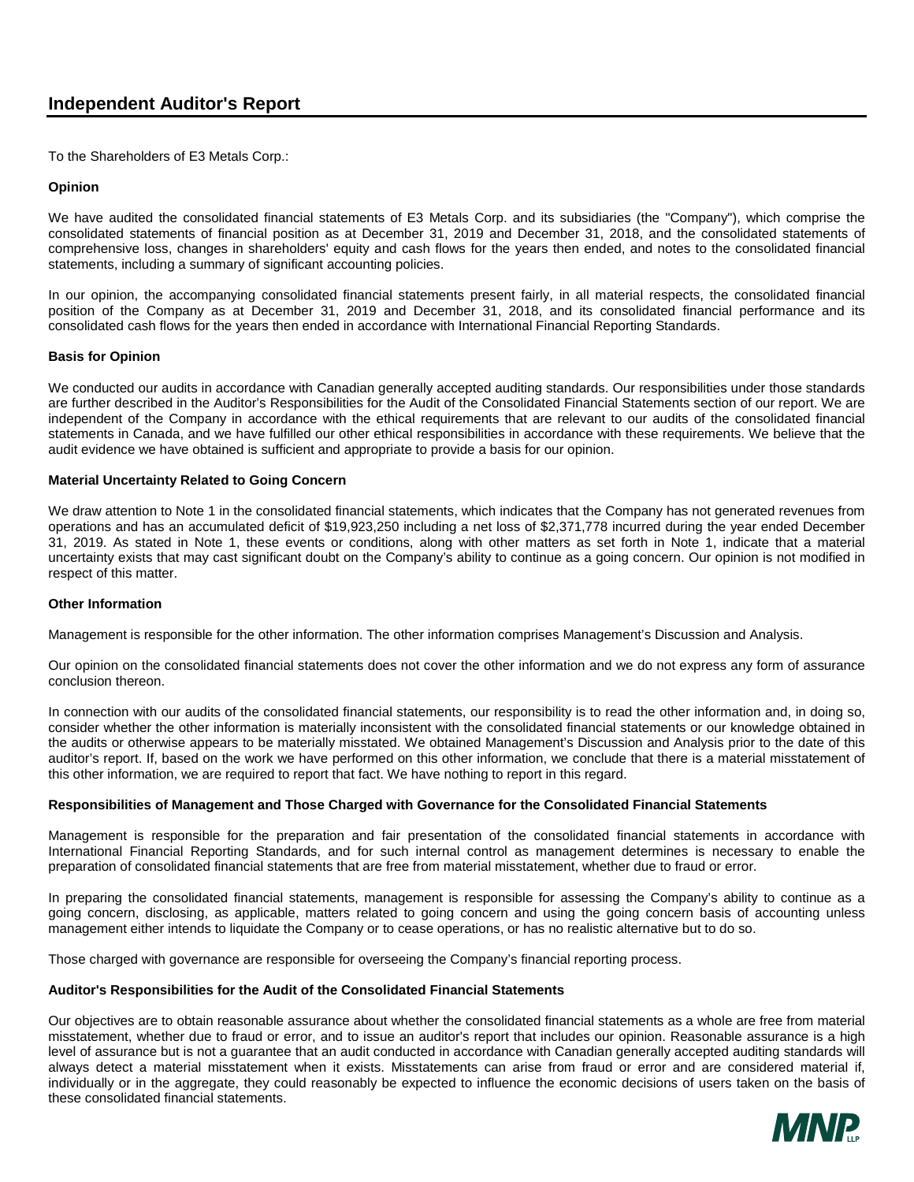# Independent Auditor's Report

To the Shareholders of E3 Metals Corp.:

**Opinion**

We have audited the consolidated financial statements of E3 Metals Corp. and its subsidiaries (the "Company"), which comprise the consolidated statements of financial position as at December 31, 2019 and December 31, 2018, and the consolidated statements of comprehensive loss, changes in shareholders' equity and cash flows for the years then ended, and notes to the consolidated financial statements, including a summary of significant accounting policies.

In our opinion, the accompanying consolidated financial statements present fairly, in all material respects, the consolidated financial position of the Company as at December 31, 2019 and December 31, 2018, and its consolidated financial performance and its consolidated cash flows for the years then ended in accordance with International Financial Reporting Standards.

**Basis for Opinion**

We conducted our audits in accordance with Canadian generally accepted auditing standards. Our responsibilities under those standards are further described in the Auditor's Responsibilities for the Audit of the Consolidated Financial Statements section of our report. We are independent of the Company in accordance with the ethical requirements that are relevant to our audits of the consolidated financial statements in Canada, and we have fulfilled our other ethical responsibilities in accordance with these requirements. We believe that the audit evidence we have obtained is sufficient and appropriate to provide a basis for our opinion.

**Material Uncertainty Related to Going Concern**

We draw attention to Note 1 in the consolidated financial statements, which indicates that the Company has not generated revenues from operations and has an accumulated deficit of $19,923,250 including a net loss of $2,371,778 incurred during the year ended December 31, 2019. As stated in Note 1, these events or conditions, along with other matters as set forth in Note 1, indicate that a material uncertainty exists that may cast significant doubt on the Company's ability to continue as a going concern. Our opinion is not modified in respect of this matter.

**Other Information**

Management is responsible for the other information. The other information comprises Management's Discussion and Analysis.

Our opinion on the consolidated financial statements does not cover the other information and we do not express any form of assurance conclusion thereon.

In connection with our audits of the consolidated financial statements, our responsibility is to read the other information and, in doing so, consider whether the other information is materially inconsistent with the consolidated financial statements or our knowledge obtained in the audits or otherwise appears to be materially misstated. We obtained Management's Discussion and Analysis prior to the date of this auditor's report. If, based on the work we have performed on this other information, we conclude that there is a material misstatement of this other information, we are required to report that fact. We have nothing to report in this regard.

**Responsibilities of Management and Those Charged with Governance for the Consolidated Financial Statements**

Management is responsible for the preparation and fair presentation of the consolidated financial statements in accordance with International Financial Reporting Standards, and for such internal control as management determines is necessary to enable the preparation of consolidated financial statements that are free from material misstatement, whether due to fraud or error.

In preparing the consolidated financial statements, management is responsible for assessing the Company's ability to continue as a going concern, disclosing, as applicable, matters related to going concern and using the going concern basis of accounting unless management either intends to liquidate the Company or to cease operations, or has no realistic alternative but to do so.

Those charged with governance are responsible for overseeing the Company's financial reporting process.

**Auditor's Responsibilities for the Audit of the Consolidated Financial Statements**

Our objectives are to obtain reasonable assurance about whether the consolidated financial statements as a whole are free from material misstatement, whether due to fraud or error, and to issue an auditor's report that includes our opinion. Reasonable assurance is a high level of assurance but is not a guarantee that an audit conducted in accordance with Canadian generally accepted auditing standards will always detect a material misstatement when it exists. Misstatements can arise from fraud or error and are considered material if, individually or in the aggregate, they could reasonably be expected to influence the economic decisions of users taken on the basis of these consolidated financial statements.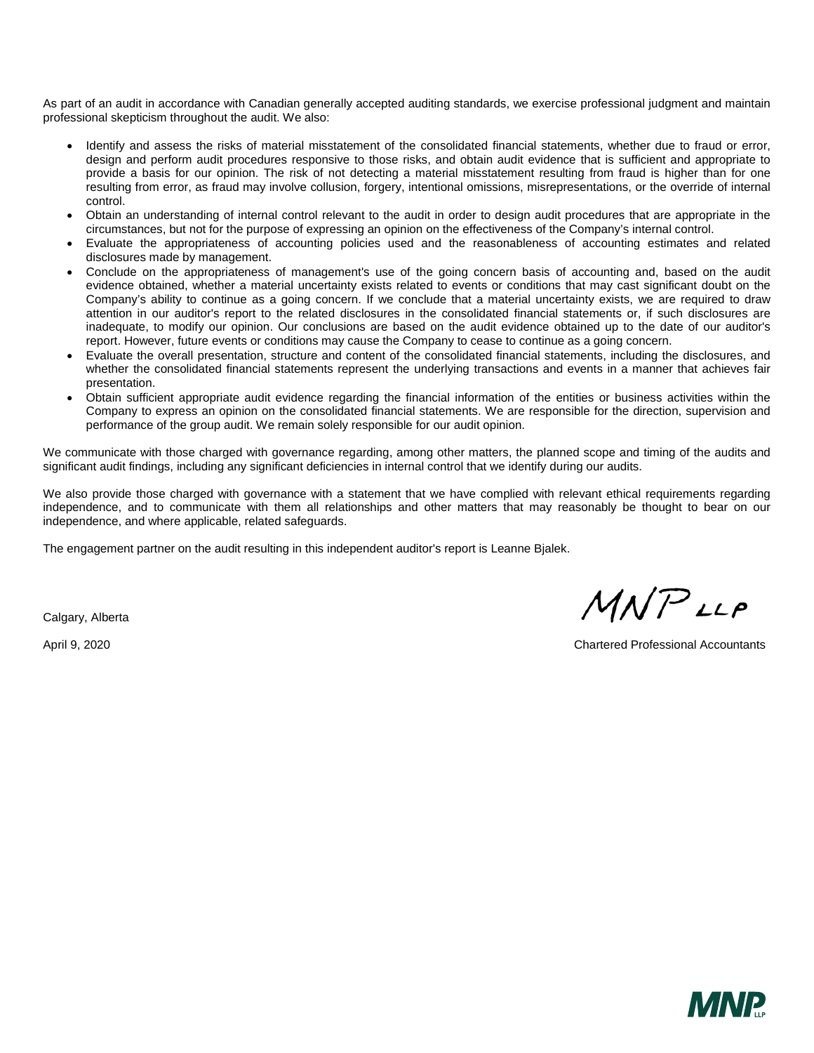As part of an audit in accordance with Canadian generally accepted auditing standards, we exercise professional judgment and maintain professional skepticism throughout the audit. We also:

- Identify and assess the risks of material misstatement of the consolidated financial statements, whether due to fraud or error, design and perform audit procedures responsive to those risks, and obtain audit evidence that is sufficient and appropriate to provide a basis for our opinion. The risk of not detecting a material misstatement resulting from fraud is higher than for one resulting from error, as fraud may involve collusion, forgery, intentional omissions, misrepresentations, or the override of internal control.
- Obtain an understanding of internal control relevant to the audit in order to design audit procedures that are appropriate in the circumstances, but not for the purpose of expressing an opinion on the effectiveness of the Company's internal control.
- Evaluate the appropriateness of accounting policies used and the reasonableness of accounting estimates and related disclosures made by management.
- Conclude on the appropriateness of management's use of the going concern basis of accounting and, based on the audit evidence obtained, whether a material uncertainty exists related to events or conditions that may cast significant doubt on the Company's ability to continue as a going concern. If we conclude that a material uncertainty exists, we are required to draw attention in our auditor's report to the related disclosures in the consolidated financial statements or, if such disclosures are inadequate, to modify our opinion. Our conclusions are based on the audit evidence obtained up to the date of our auditor's report. However, future events or conditions may cause the Company to cease to continue as a going concern.
- Evaluate the overall presentation, structure and content of the consolidated financial statements, including the disclosures, and whether the consolidated financial statements represent the underlying transactions and events in a manner that achieves fair presentation.
- Obtain sufficient appropriate audit evidence regarding the financial information of the entities or business activities within the Company to express an opinion on the consolidated financial statements. We are responsible for the direction, supervision and performance of the group audit. We remain solely responsible for our audit opinion.

We communicate with those charged with governance regarding, among other matters, the planned scope and timing of the audits and significant audit findings, including any significant deficiencies in internal control that we identify during our audits.

We also provide those charged with governance with a statement that we have complied with relevant ethical requirements regarding independence, and to communicate with them all relationships and other matters that may reasonably be thought to bear on our independence, and where applicable, related safeguards.

The engagement partner on the audit resulting in this independent auditor's report is Leanne Bjalek.

Calgary, Alberta

April 9, 2020

MNP LLP

Chartered Professional Accountants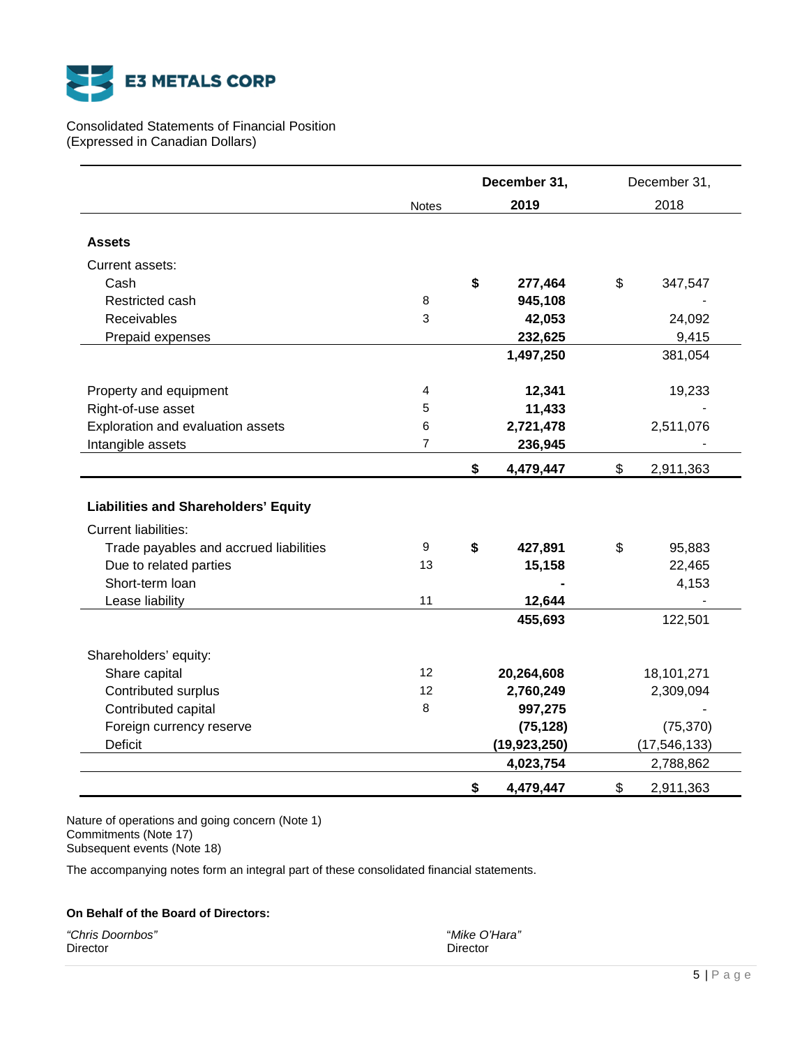# E3 METALS CORP

Consolidated Statements of Financial Position
(Expressed in Canadian Dollars)

| | Notes | **December 31, 2019** | December 31, 2018 |
|---|---|---|---|
| **Assets** | | | |
| Current assets: | | | |
| Cash | | **$ 277,464** | $ 347,547 |
| Restricted cash | 8 | **945,108** | - |
| Receivables | 3 | **42,053** | 24,092 |
| Prepaid expenses | | **232,625** | 9,415 |
| | | **1,497,250** | 381,054 |
| Property and equipment | 4 | **12,341** | 19,233 |
| Right-of-use asset | 5 | **11,433** | - |
| Exploration and evaluation assets | 6 | **2,721,478** | 2,511,076 |
| Intangible assets | 7 | **236,945** | - |
| | | **$ 4,479,447** | $ 2,911,363 |
| **Liabilities and Shareholders' Equity** | | | |
| Current liabilities: | | | |
| Trade payables and accrued liabilities | 9 | **$ 427,891** | $ 95,883 |
| Due to related parties | 13 | **15,158** | 22,465 |
| Short-term loan | | **-** | 4,153 |
| Lease liability | 11 | **12,644** | - |
| | | **455,693** | 122,501 |
| Shareholders' equity: | | | |
| Share capital | 12 | **20,264,608** | 18,101,271 |
| Contributed surplus | 12 | **2,760,249** | 2,309,094 |
| Contributed capital | 8 | **997,275** | - |
| Foreign currency reserve | | **(75,128)** | (75,370) |
| Deficit | | **(19,923,250)** | (17,546,133) |
| | | **4,023,754** | 2,788,862 |
| | | **$ 4,479,447** | $ 2,911,363 |

Nature of operations and going concern (Note 1)
Commitments (Note 17)
Subsequent events (Note 18)

The accompanying notes form an integral part of these consolidated financial statements.

**On Behalf of the Board of Directors:**

*"Chris Doornbos"*
Director

"*Mike O'Hara"*
Director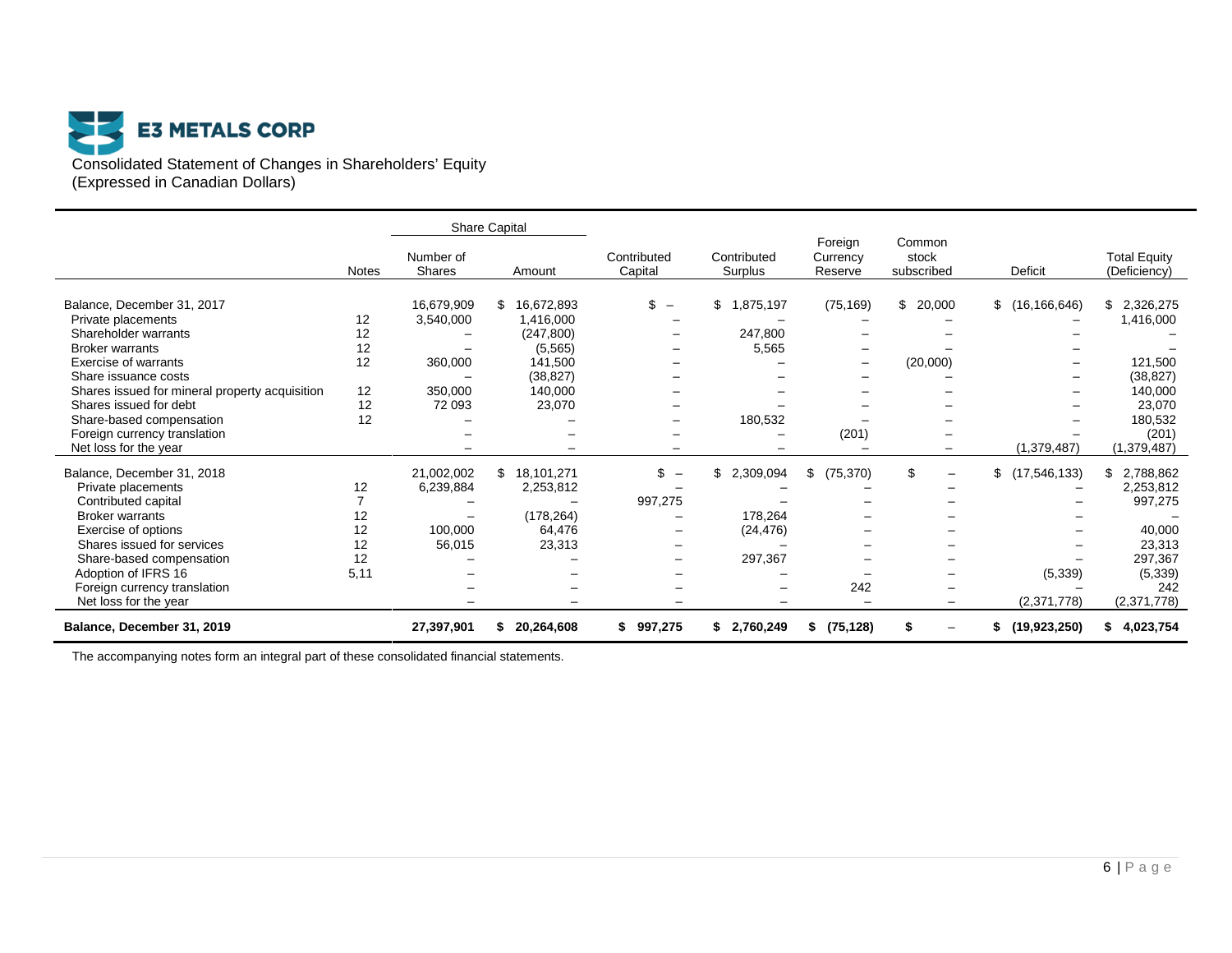**E3 METALS CORP**

Consolidated Statement of Changes in Shareholders' Equity
(Expressed in Canadian Dollars)

| | Notes | Share Capital Number of Shares | Amount | Contributed Capital | Contributed Surplus | Foreign Currency Reserve | Common stock subscribed | Deficit | Total Equity (Deficiency) |
|---|---|---|---|---|---|---|---|---|---|
| Balance, December 31, 2017 | | 16,679,909 | $ 16,672,893 | $ – | $ 1,875,197 | (75,169) | $ 20,000 | $ (16,166,646) | $ 2,326,275 |
| Private placements | 12 | 3,540,000 | 1,416,000 | – | – | – | – | – | 1,416,000 |
| Shareholder warrants | 12 | – | (247,800) | – | 247,800 | – | – | – | – |
| Broker warrants | 12 | – | (5,565) | – | 5,565 | – | – | – | – |
| Exercise of warrants | 12 | 360,000 | 141,500 | – | – | – | (20,000) | – | 121,500 |
| Share issuance costs | | – | (38,827) | – | – | – | – | – | (38,827) |
| Shares issued for mineral property acquisition | 12 | 350,000 | 140,000 | – | – | – | – | – | 140,000 |
| Shares issued for debt | 12 | 72 093 | 23,070 | – | – | – | – | – | 23,070 |
| Share-based compensation | 12 | – | – | – | 180,532 | – | – | – | 180,532 |
| Foreign currency translation | | – | – | – | – | (201) | – | – | (201) |
| Net loss for the year | | – | – | – | – | – | – | (1,379,487) | (1,379,487) |
| Balance, December 31, 2018 | | 21,002,002 | $ 18,101,271 | $ – | $ 2,309,094 | $ (75,370) | $ – | $ (17,546,133) | $ 2,788,862 |
| Private placements | 12 | 6,239,884 | 2,253,812 | – | – | – | – | – | 2,253,812 |
| Contributed capital | 7 | – | – | 997,275 | – | – | – | – | 997,275 |
| Broker warrants | 12 | – | (178,264) | – | 178,264 | – | – | – | – |
| Exercise of options | 12 | 100,000 | 64,476 | – | (24,476) | – | – | – | 40,000 |
| Shares issued for services | 12 | 56,015 | 23,313 | – | – | – | – | – | 23,313 |
| Share-based compensation | 12 | – | – | – | 297,367 | – | – | – | 297,367 |
| Adoption of IFRS 16 | 5,11 | – | – | – | – | – | – | (5,339) | (5,339) |
| Foreign currency translation | | – | – | – | – | 242 | – | – | 242 |
| Net loss for the year | | – | – | – | – | – | – | (2,371,778) | (2,371,778) |
| **Balance, December 31, 2019** | | **27,397,901** | **$ 20,264,608** | **$ 997,275** | **$ 2,760,249** | **$ (75,128)** | **$ –** | **$ (19,923,250)** | **$ 4,023,754** |

The accompanying notes form an integral part of these consolidated financial statements.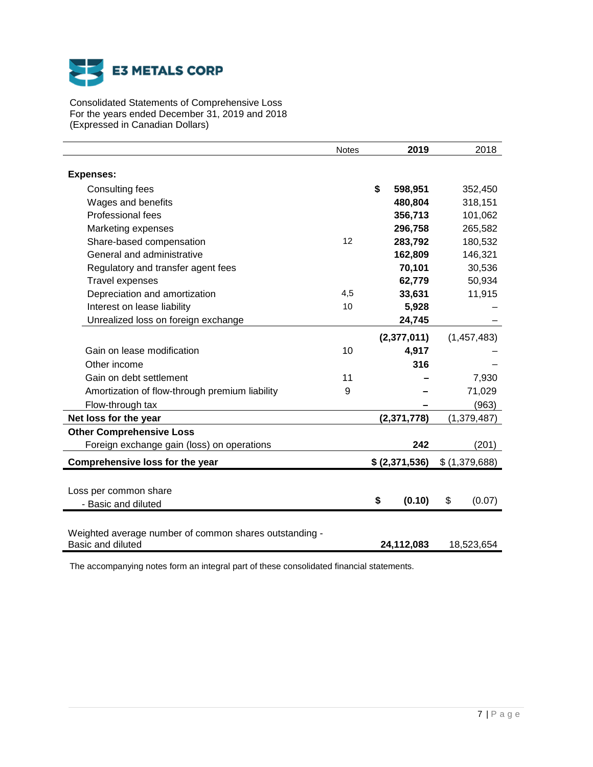**E3 METALS CORP**

Consolidated Statements of Comprehensive Loss
For the years ended December 31, 2019 and 2018
(Expressed in Canadian Dollars)

| | Notes | **2019** | 2018 |
|---|---|---|---|
| **Expenses:** | | | |
| Consulting fees | | **$ 598,951** | 352,450 |
| Wages and benefits | | **480,804** | 318,151 |
| Professional fees | | **356,713** | 101,062 |
| Marketing expenses | | **296,758** | 265,582 |
| Share-based compensation | 12 | **283,792** | 180,532 |
| General and administrative | | **162,809** | 146,321 |
| Regulatory and transfer agent fees | | **70,101** | 30,536 |
| Travel expenses | | **62,779** | 50,934 |
| Depreciation and amortization | 4,5 | **33,631** | 11,915 |
| Interest on lease liability | 10 | **5,928** | – |
| Unrealized loss on foreign exchange | | **24,745** | – |
| | | **(2,377,011)** | (1,457,483) |
| Gain on lease modification | 10 | **4,917** | – |
| Other income | | **316** | – |
| Gain on debt settlement | 11 | **–** | 7,930 |
| Amortization of flow-through premium liability | 9 | **–** | 71,029 |
| Flow-through tax | | **–** | (963) |
| **Net loss for the year** | | **(2,371,778)** | (1,379,487) |
| **Other Comprehensive Loss** | | | |
| Foreign exchange gain (loss) on operations | | **242** | (201) |
| **Comprehensive loss for the year** | | **$ (2,371,536)** | $ (1,379,688) |
| Loss per common share - Basic and diluted | | **$ (0.10)** | $ (0.07) |
| Weighted average number of common shares outstanding - Basic and diluted | | **24,112,083** | 18,523,654 |

The accompanying notes form an integral part of these consolidated financial statements.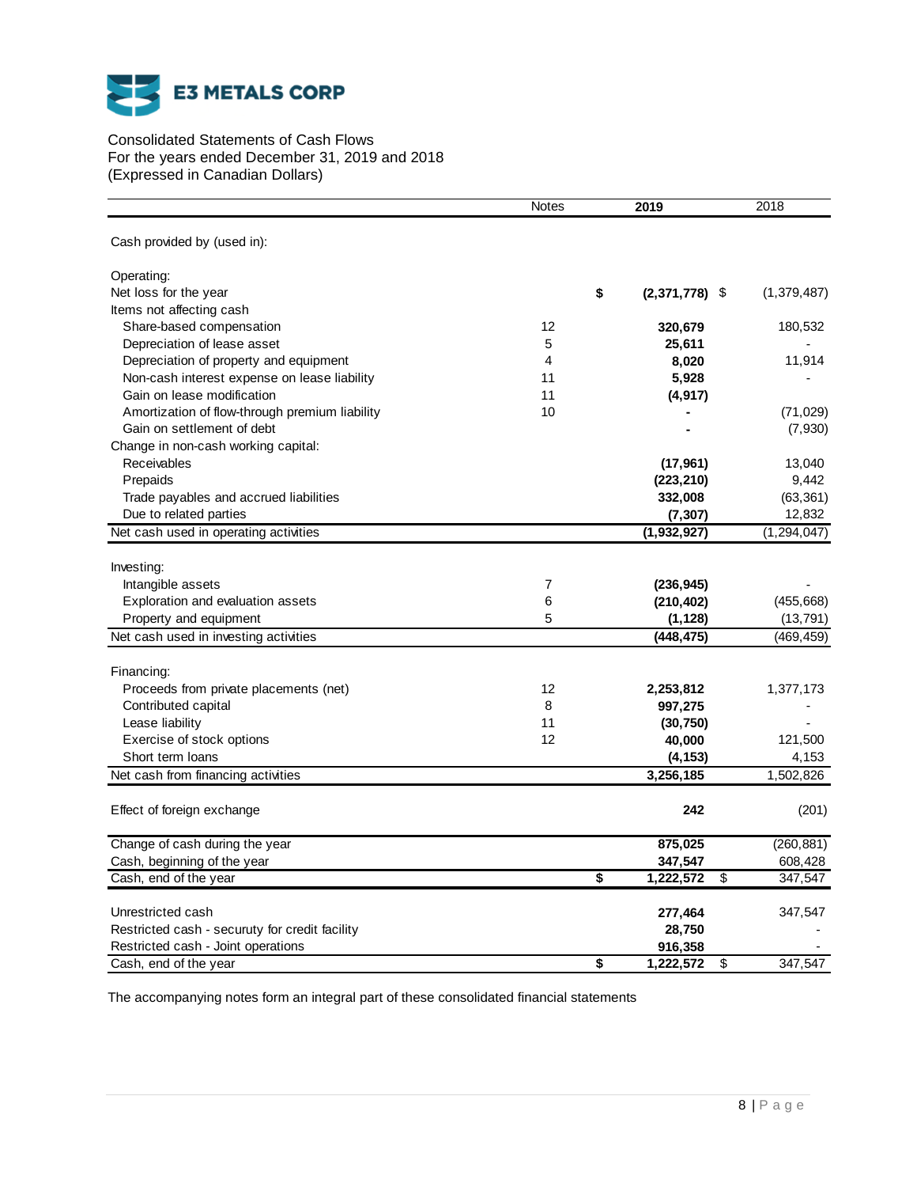# E3 METALS CORP

Consolidated Statements of Cash Flows
For the years ended December 31, 2019 and 2018
(Expressed in Canadian Dollars)

| | Notes | 2019 | 2018 |
|---|---|---|---|
| Cash provided by (used in): | | | |
| Operating: | | | |
| Net loss for the year | | $ (2,371,778) | $ (1,379,487) |
| Items not affecting cash | | | |
| Share-based compensation | 12 | 320,679 | 180,532 |
| Depreciation of lease asset | 5 | 25,611 | - |
| Depreciation of property and equipment | 4 | 8,020 | 11,914 |
| Non-cash interest expense on lease liability | 11 | 5,928 | - |
| Gain on lease modification | 11 | (4,917) | |
| Amortization of flow-through premium liability | 10 | - | (71,029) |
| Gain on settlement of debt | | - | (7,930) |
| Change in non-cash working capital: | | | |
| Receivables | | (17,961) | 13,040 |
| Prepaids | | (223,210) | 9,442 |
| Trade payables and accrued liabilities | | 332,008 | (63,361) |
| Due to related parties | | (7,307) | 12,832 |
| Net cash used in operating activities | | (1,932,927) | (1,294,047) |
| Investing: | | | |
| Intangible assets | 7 | (236,945) | - |
| Exploration and evaluation assets | 6 | (210,402) | (455,668) |
| Property and equipment | 5 | (1,128) | (13,791) |
| Net cash used in investing activities | | (448,475) | (469,459) |
| Financing: | | | |
| Proceeds from private placements (net) | 12 | 2,253,812 | 1,377,173 |
| Contributed capital | 8 | 997,275 | - |
| Lease liability | 11 | (30,750) | - |
| Exercise of stock options | 12 | 40,000 | 121,500 |
| Short term loans | | (4,153) | 4,153 |
| Net cash from financing activities | | 3,256,185 | 1,502,826 |
| Effect of foreign exchange | | 242 | (201) |
| Change of cash during the year | | 875,025 | (260,881) |
| Cash, beginning of the year | | 347,547 | 608,428 |
| Cash, end of the year | | $ 1,222,572 | $ 347,547 |
| Unrestricted cash | | 277,464 | 347,547 |
| Restricted cash - securuty for credit facility | | 28,750 | - |
| Restricted cash - Joint operations | | 916,358 | - |
| Cash, end of the year | | $ 1,222,572 | $ 347,547 |

The accompanying notes form an integral part of these consolidated financial statements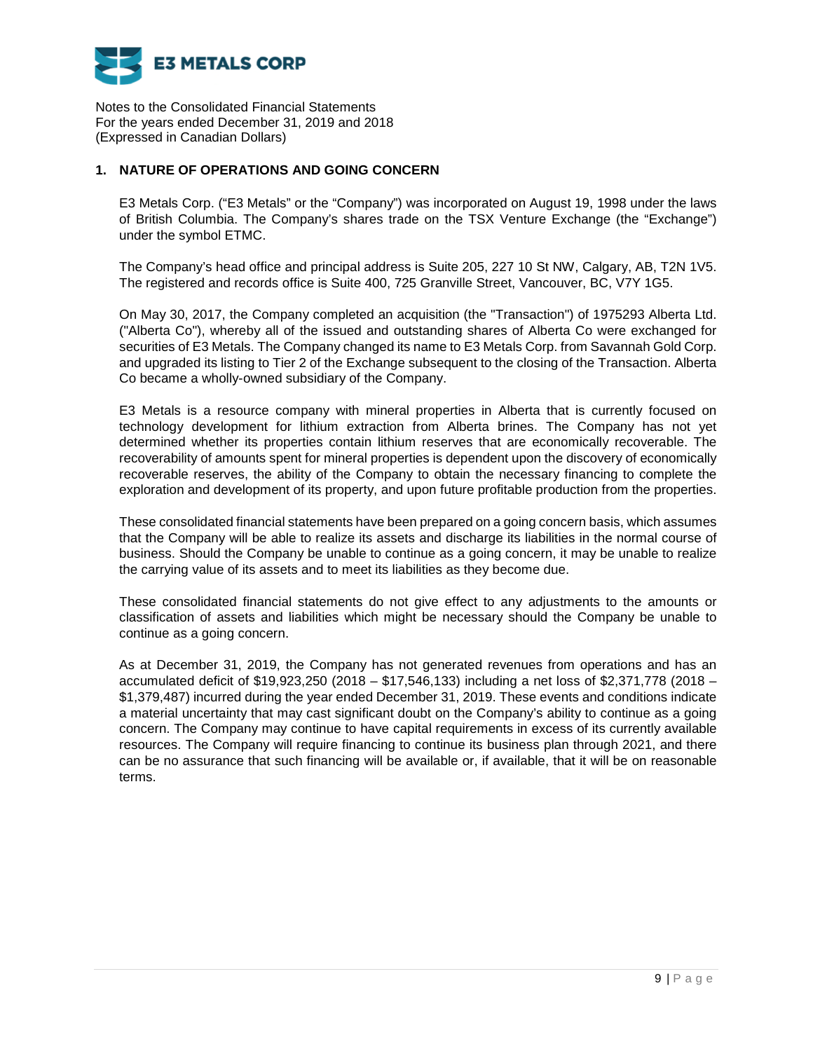Notes to the Consolidated Financial Statements
For the years ended December 31, 2019 and 2018
(Expressed in Canadian Dollars)

## 1. NATURE OF OPERATIONS AND GOING CONCERN

E3 Metals Corp. ("E3 Metals" or the "Company") was incorporated on August 19, 1998 under the laws of British Columbia. The Company's shares trade on the TSX Venture Exchange (the "Exchange") under the symbol ETMC.

The Company's head office and principal address is Suite 205, 227 10 St NW, Calgary, AB, T2N 1V5. The registered and records office is Suite 400, 725 Granville Street, Vancouver, BC, V7Y 1G5.

On May 30, 2017, the Company completed an acquisition (the "Transaction") of 1975293 Alberta Ltd. ("Alberta Co"), whereby all of the issued and outstanding shares of Alberta Co were exchanged for securities of E3 Metals. The Company changed its name to E3 Metals Corp. from Savannah Gold Corp. and upgraded its listing to Tier 2 of the Exchange subsequent to the closing of the Transaction. Alberta Co became a wholly-owned subsidiary of the Company.

E3 Metals is a resource company with mineral properties in Alberta that is currently focused on technology development for lithium extraction from Alberta brines. The Company has not yet determined whether its properties contain lithium reserves that are economically recoverable. The recoverability of amounts spent for mineral properties is dependent upon the discovery of economically recoverable reserves, the ability of the Company to obtain the necessary financing to complete the exploration and development of its property, and upon future profitable production from the properties.

These consolidated financial statements have been prepared on a going concern basis, which assumes that the Company will be able to realize its assets and discharge its liabilities in the normal course of business. Should the Company be unable to continue as a going concern, it may be unable to realize the carrying value of its assets and to meet its liabilities as they become due.

These consolidated financial statements do not give effect to any adjustments to the amounts or classification of assets and liabilities which might be necessary should the Company be unable to continue as a going concern.

As at December 31, 2019, the Company has not generated revenues from operations and has an accumulated deficit of $19,923,250 (2018 – $17,546,133) including a net loss of $2,371,778 (2018 – $1,379,487) incurred during the year ended December 31, 2019. These events and conditions indicate a material uncertainty that may cast significant doubt on the Company's ability to continue as a going concern. The Company may continue to have capital requirements in excess of its currently available resources. The Company will require financing to continue its business plan through 2021, and there can be no assurance that such financing will be available or, if available, that it will be on reasonable terms.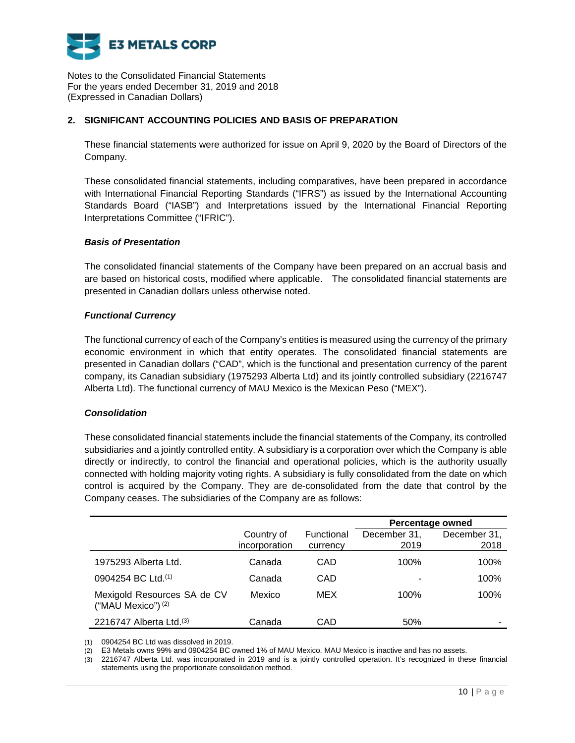## 2. SIGNIFICANT ACCOUNTING POLICIES AND BASIS OF PREPARATION

These financial statements were authorized for issue on April 9, 2020 by the Board of Directors of the Company.

These consolidated financial statements, including comparatives, have been prepared in accordance with International Financial Reporting Standards ("IFRS") as issued by the International Accounting Standards Board ("IASB") and Interpretations issued by the International Financial Reporting Interpretations Committee ("IFRIC").

### *Basis of Presentation*

The consolidated financial statements of the Company have been prepared on an accrual basis and are based on historical costs, modified where applicable. The consolidated financial statements are presented in Canadian dollars unless otherwise noted.

### *Functional Currency*

The functional currency of each of the Company's entities is measured using the currency of the primary economic environment in which that entity operates. The consolidated financial statements are presented in Canadian dollars ("CAD", which is the functional and presentation currency of the parent company, its Canadian subsidiary (1975293 Alberta Ltd) and its jointly controlled subsidiary (2216747 Alberta Ltd). The functional currency of MAU Mexico is the Mexican Peso ("MEX").

### *Consolidation*

These consolidated financial statements include the financial statements of the Company, its controlled subsidiaries and a jointly controlled entity. A subsidiary is a corporation over which the Company is able directly or indirectly, to control the financial and operational policies, which is the authority usually connected with holding majority voting rights. A subsidiary is fully consolidated from the date on which control is acquired by the Company. They are de-consolidated from the date that control by the Company ceases. The subsidiaries of the Company are as follows:

| | | | Percentage owned | |
|---|---|---|---|---|
| | Country of incorporation | Functional currency | December 31, 2019 | December 31, 2018 |
| 1975293 Alberta Ltd. | Canada | CAD | 100% | 100% |
| 0904254 BC Ltd.[1] | Canada | CAD | - | 100% |
| Mexigold Resources SA de CV ("MAU Mexico") [2] | Mexico | MEX | 100% | 100% |
| 2216747 Alberta Ltd.[3] | Canada | CAD | 50% | - |

(1) 0904254 BC Ltd was dissolved in 2019.
(2) E3 Metals owns 99% and 0904254 BC owned 1% of MAU Mexico. MAU Mexico is inactive and has no assets.
(3) 2216747 Alberta Ltd. was incorporated in 2019 and is a jointly controlled operation. It's recognized in these financial statements using the proportionate consolidation method.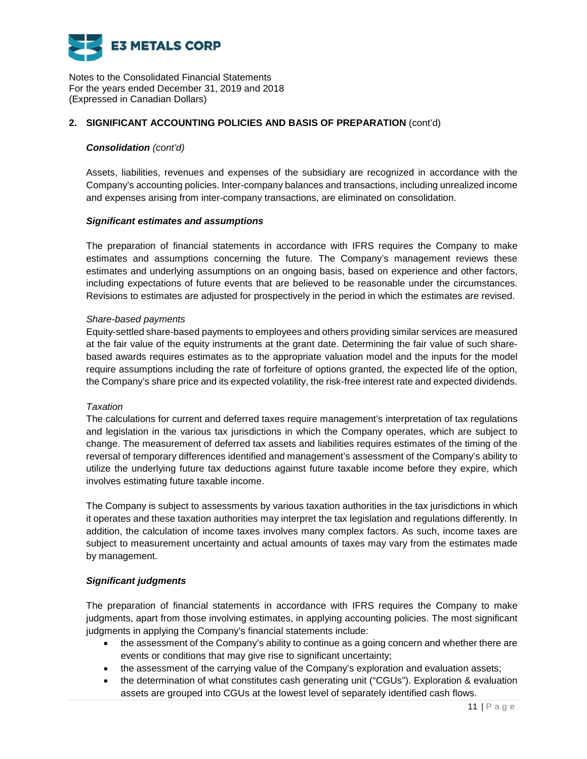## 2. SIGNIFICANT ACCOUNTING POLICIES AND BASIS OF PREPARATION (cont'd)

***Consolidation** (cont'd)*

Assets, liabilities, revenues and expenses of the subsidiary are recognized in accordance with the Company's accounting policies. Inter-company balances and transactions, including unrealized income and expenses arising from inter-company transactions, are eliminated on consolidation.

***Significant estimates and assumptions***

The preparation of financial statements in accordance with IFRS requires the Company to make estimates and assumptions concerning the future. The Company's management reviews these estimates and underlying assumptions on an ongoing basis, based on experience and other factors, including expectations of future events that are believed to be reasonable under the circumstances. Revisions to estimates are adjusted for prospectively in the period in which the estimates are revised.

*Share-based payments*

Equity-settled share-based payments to employees and others providing similar services are measured at the fair value of the equity instruments at the grant date. Determining the fair value of such share-based awards requires estimates as to the appropriate valuation model and the inputs for the model require assumptions including the rate of forfeiture of options granted, the expected life of the option, the Company's share price and its expected volatility, the risk-free interest rate and expected dividends.

*Taxation*

The calculations for current and deferred taxes require management's interpretation of tax regulations and legislation in the various tax jurisdictions in which the Company operates, which are subject to change. The measurement of deferred tax assets and liabilities requires estimates of the timing of the reversal of temporary differences identified and management's assessment of the Company's ability to utilize the underlying future tax deductions against future taxable income before they expire, which involves estimating future taxable income.

The Company is subject to assessments by various taxation authorities in the tax jurisdictions in which it operates and these taxation authorities may interpret the tax legislation and regulations differently. In addition, the calculation of income taxes involves many complex factors. As such, income taxes are subject to measurement uncertainty and actual amounts of taxes may vary from the estimates made by management.

***Significant judgments***

The preparation of financial statements in accordance with IFRS requires the Company to make judgments, apart from those involving estimates, in applying accounting policies. The most significant judgments in applying the Company's financial statements include:

- the assessment of the Company's ability to continue as a going concern and whether there are events or conditions that may give rise to significant uncertainty;
- the assessment of the carrying value of the Company's exploration and evaluation assets;
- the determination of what constitutes cash generating unit ("CGUs"). Exploration & evaluation assets are grouped into CGUs at the lowest level of separately identified cash flows.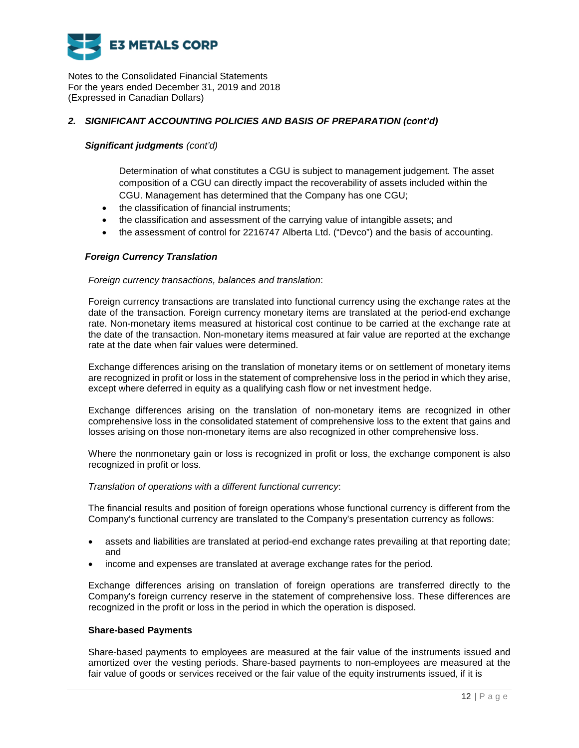## 2. SIGNIFICANT ACCOUNTING POLICIES AND BASIS OF PREPARATION (cont'd)

***Significant judgments*** *(cont'd)*

Determination of what constitutes a CGU is subject to management judgement. The asset composition of a CGU can directly impact the recoverability of assets included within the CGU. Management has determined that the Company has one CGU;

- the classification of financial instruments;
- the classification and assessment of the carrying value of intangible assets; and
- the assessment of control for 2216747 Alberta Ltd. ("Devco") and the basis of accounting.

***Foreign Currency Translation***

*Foreign currency transactions, balances and translation*:

Foreign currency transactions are translated into functional currency using the exchange rates at the date of the transaction. Foreign currency monetary items are translated at the period-end exchange rate. Non-monetary items measured at historical cost continue to be carried at the exchange rate at the date of the transaction. Non-monetary items measured at fair value are reported at the exchange rate at the date when fair values were determined.

Exchange differences arising on the translation of monetary items or on settlement of monetary items are recognized in profit or loss in the statement of comprehensive loss in the period in which they arise, except where deferred in equity as a qualifying cash flow or net investment hedge.

Exchange differences arising on the translation of non-monetary items are recognized in other comprehensive loss in the consolidated statement of comprehensive loss to the extent that gains and losses arising on those non-monetary items are also recognized in other comprehensive loss.

Where the nonmonetary gain or loss is recognized in profit or loss, the exchange component is also recognized in profit or loss.

*Translation of operations with a different functional currency*:

The financial results and position of foreign operations whose functional currency is different from the Company's functional currency are translated to the Company's presentation currency as follows:

- assets and liabilities are translated at period-end exchange rates prevailing at that reporting date; and
- income and expenses are translated at average exchange rates for the period.

Exchange differences arising on translation of foreign operations are transferred directly to the Company's foreign currency reserve in the statement of comprehensive loss. These differences are recognized in the profit or loss in the period in which the operation is disposed.

**Share-based Payments**

Share-based payments to employees are measured at the fair value of the instruments issued and amortized over the vesting periods. Share-based payments to non-employees are measured at the fair value of goods or services received or the fair value of the equity instruments issued, if it is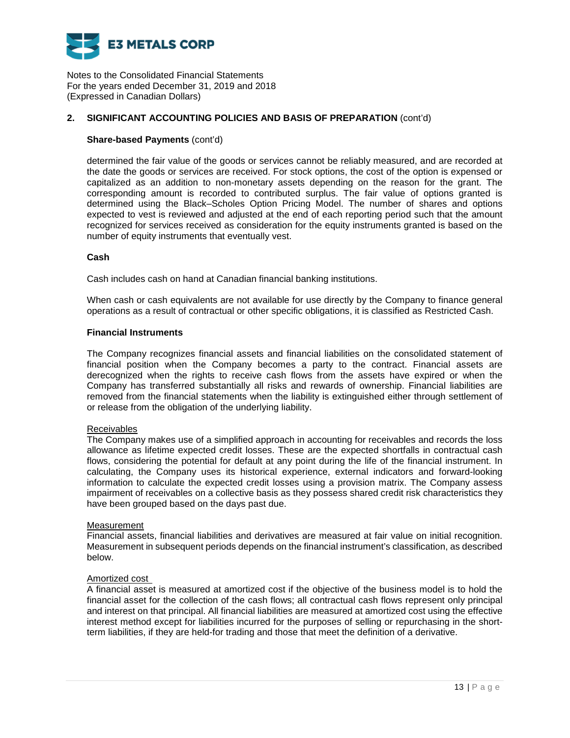## 2. SIGNIFICANT ACCOUNTING POLICIES AND BASIS OF PREPARATION (cont'd)

**Share-based Payments** (cont'd)

determined the fair value of the goods or services cannot be reliably measured, and are recorded at the date the goods or services are received. For stock options, the cost of the option is expensed or capitalized as an addition to non-monetary assets depending on the reason for the grant. The corresponding amount is recorded to contributed surplus. The fair value of options granted is determined using the Black–Scholes Option Pricing Model. The number of shares and options expected to vest is reviewed and adjusted at the end of each reporting period such that the amount recognized for services received as consideration for the equity instruments granted is based on the number of equity instruments that eventually vest.

**Cash**

Cash includes cash on hand at Canadian financial banking institutions.

When cash or cash equivalents are not available for use directly by the Company to finance general operations as a result of contractual or other specific obligations, it is classified as Restricted Cash.

**Financial Instruments**

The Company recognizes financial assets and financial liabilities on the consolidated statement of financial position when the Company becomes a party to the contract. Financial assets are derecognized when the rights to receive cash flows from the assets have expired or when the Company has transferred substantially all risks and rewards of ownership. Financial liabilities are removed from the financial statements when the liability is extinguished either through settlement of or release from the obligation of the underlying liability.

Receivables
The Company makes use of a simplified approach in accounting for receivables and records the loss allowance as lifetime expected credit losses. These are the expected shortfalls in contractual cash flows, considering the potential for default at any point during the life of the financial instrument. In calculating, the Company uses its historical experience, external indicators and forward-looking information to calculate the expected credit losses using a provision matrix. The Company assess impairment of receivables on a collective basis as they possess shared credit risk characteristics they have been grouped based on the days past due.

Measurement
Financial assets, financial liabilities and derivatives are measured at fair value on initial recognition. Measurement in subsequent periods depends on the financial instrument's classification, as described below.

Amortized cost
A financial asset is measured at amortized cost if the objective of the business model is to hold the financial asset for the collection of the cash flows; all contractual cash flows represent only principal and interest on that principal. All financial liabilities are measured at amortized cost using the effective interest method except for liabilities incurred for the purposes of selling or repurchasing in the short-term liabilities, if they are held-for trading and those that meet the definition of a derivative.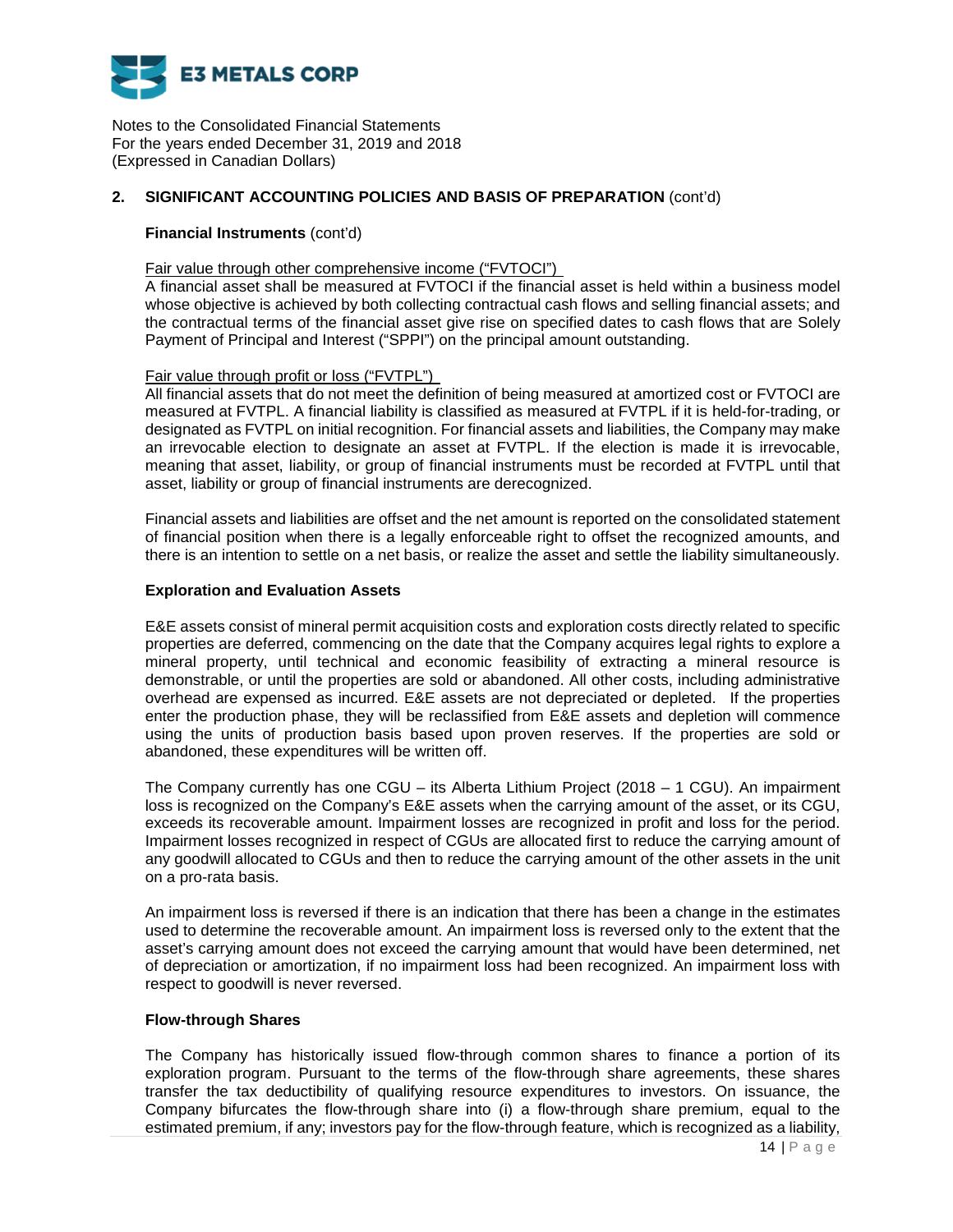## 2. SIGNIFICANT ACCOUNTING POLICIES AND BASIS OF PREPARATION (cont'd)

### Financial Instruments (cont'd)

Fair value through other comprehensive income ("FVTOCI")

A financial asset shall be measured at FVTOCI if the financial asset is held within a business model whose objective is achieved by both collecting contractual cash flows and selling financial assets; and the contractual terms of the financial asset give rise on specified dates to cash flows that are Solely Payment of Principal and Interest ("SPPI") on the principal amount outstanding.

Fair value through profit or loss ("FVTPL")

All financial assets that do not meet the definition of being measured at amortized cost or FVTOCI are measured at FVTPL. A financial liability is classified as measured at FVTPL if it is held-for-trading, or designated as FVTPL on initial recognition. For financial assets and liabilities, the Company may make an irrevocable election to designate an asset at FVTPL. If the election is made it is irrevocable, meaning that asset, liability, or group of financial instruments must be recorded at FVTPL until that asset, liability or group of financial instruments are derecognized.

Financial assets and liabilities are offset and the net amount is reported on the consolidated statement of financial position when there is a legally enforceable right to offset the recognized amounts, and there is an intention to settle on a net basis, or realize the asset and settle the liability simultaneously.

### Exploration and Evaluation Assets

E&E assets consist of mineral permit acquisition costs and exploration costs directly related to specific properties are deferred, commencing on the date that the Company acquires legal rights to explore a mineral property, until technical and economic feasibility of extracting a mineral resource is demonstrable, or until the properties are sold or abandoned. All other costs, including administrative overhead are expensed as incurred. E&E assets are not depreciated or depleted. If the properties enter the production phase, they will be reclassified from E&E assets and depletion will commence using the units of production basis based upon proven reserves. If the properties are sold or abandoned, these expenditures will be written off.

The Company currently has one CGU – its Alberta Lithium Project (2018 – 1 CGU). An impairment loss is recognized on the Company's E&E assets when the carrying amount of the asset, or its CGU, exceeds its recoverable amount. Impairment losses are recognized in profit and loss for the period. Impairment losses recognized in respect of CGUs are allocated first to reduce the carrying amount of any goodwill allocated to CGUs and then to reduce the carrying amount of the other assets in the unit on a pro-rata basis.

An impairment loss is reversed if there is an indication that there has been a change in the estimates used to determine the recoverable amount. An impairment loss is reversed only to the extent that the asset's carrying amount does not exceed the carrying amount that would have been determined, net of depreciation or amortization, if no impairment loss had been recognized. An impairment loss with respect to goodwill is never reversed.

### Flow-through Shares

The Company has historically issued flow-through common shares to finance a portion of its exploration program. Pursuant to the terms of the flow-through share agreements, these shares transfer the tax deductibility of qualifying resource expenditures to investors. On issuance, the Company bifurcates the flow-through share into (i) a flow-through share premium, equal to the estimated premium, if any; investors pay for the flow-through feature, which is recognized as a liability,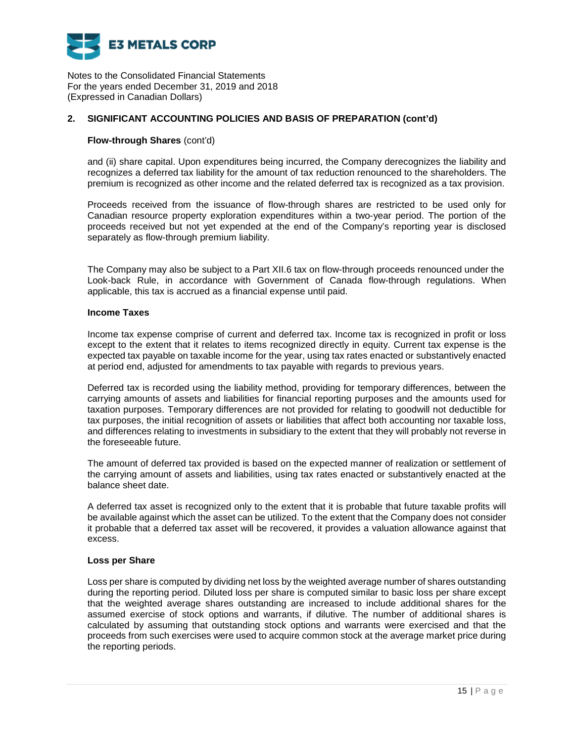## 2. SIGNIFICANT ACCOUNTING POLICIES AND BASIS OF PREPARATION (cont'd)

**Flow-through Shares** (cont'd)

and (ii) share capital. Upon expenditures being incurred, the Company derecognizes the liability and recognizes a deferred tax liability for the amount of tax reduction renounced to the shareholders. The premium is recognized as other income and the related deferred tax is recognized as a tax provision.

Proceeds received from the issuance of flow-through shares are restricted to be used only for Canadian resource property exploration expenditures within a two-year period. The portion of the proceeds received but not yet expended at the end of the Company's reporting year is disclosed separately as flow-through premium liability.

The Company may also be subject to a Part XII.6 tax on flow-through proceeds renounced under the Look-back Rule, in accordance with Government of Canada flow-through regulations. When applicable, this tax is accrued as a financial expense until paid.

**Income Taxes**

Income tax expense comprise of current and deferred tax. Income tax is recognized in profit or loss except to the extent that it relates to items recognized directly in equity. Current tax expense is the expected tax payable on taxable income for the year, using tax rates enacted or substantively enacted at period end, adjusted for amendments to tax payable with regards to previous years.

Deferred tax is recorded using the liability method, providing for temporary differences, between the carrying amounts of assets and liabilities for financial reporting purposes and the amounts used for taxation purposes. Temporary differences are not provided for relating to goodwill not deductible for tax purposes, the initial recognition of assets or liabilities that affect both accounting nor taxable loss, and differences relating to investments in subsidiary to the extent that they will probably not reverse in the foreseeable future.

The amount of deferred tax provided is based on the expected manner of realization or settlement of the carrying amount of assets and liabilities, using tax rates enacted or substantively enacted at the balance sheet date.

A deferred tax asset is recognized only to the extent that it is probable that future taxable profits will be available against which the asset can be utilized. To the extent that the Company does not consider it probable that a deferred tax asset will be recovered, it provides a valuation allowance against that excess.

**Loss per Share**

Loss per share is computed by dividing net loss by the weighted average number of shares outstanding during the reporting period. Diluted loss per share is computed similar to basic loss per share except that the weighted average shares outstanding are increased to include additional shares for the assumed exercise of stock options and warrants, if dilutive. The number of additional shares is calculated by assuming that outstanding stock options and warrants were exercised and that the proceeds from such exercises were used to acquire common stock at the average market price during the reporting periods.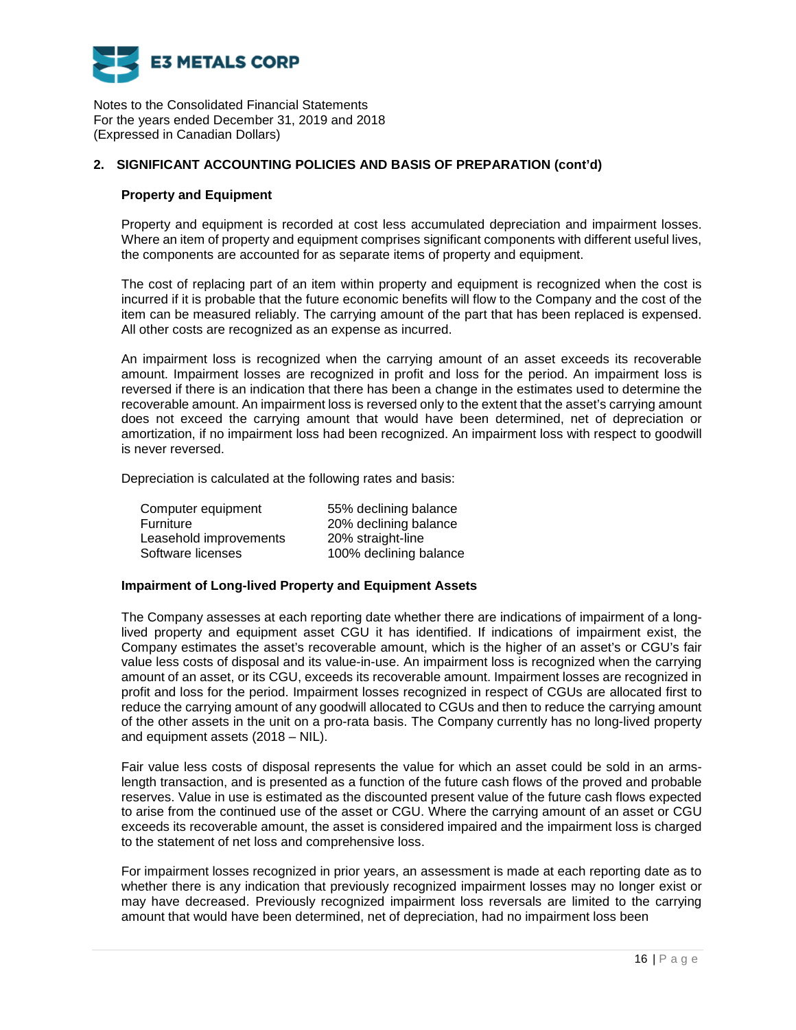## 2. SIGNIFICANT ACCOUNTING POLICIES AND BASIS OF PREPARATION (cont'd)

### Property and Equipment

Property and equipment is recorded at cost less accumulated depreciation and impairment losses. Where an item of property and equipment comprises significant components with different useful lives, the components are accounted for as separate items of property and equipment.

The cost of replacing part of an item within property and equipment is recognized when the cost is incurred if it is probable that the future economic benefits will flow to the Company and the cost of the item can be measured reliably. The carrying amount of the part that has been replaced is expensed. All other costs are recognized as an expense as incurred.

An impairment loss is recognized when the carrying amount of an asset exceeds its recoverable amount. Impairment losses are recognized in profit and loss for the period. An impairment loss is reversed if there is an indication that there has been a change in the estimates used to determine the recoverable amount. An impairment loss is reversed only to the extent that the asset's carrying amount does not exceed the carrying amount that would have been determined, net of depreciation or amortization, if no impairment loss had been recognized. An impairment loss with respect to goodwill is never reversed.

Depreciation is calculated at the following rates and basis:

| | |
|---|---|
| Computer equipment | 55% declining balance |
| Furniture | 20% declining balance |
| Leasehold improvements | 20% straight-line |
| Software licenses | 100% declining balance |

### Impairment of Long-lived Property and Equipment Assets

The Company assesses at each reporting date whether there are indications of impairment of a long-lived property and equipment asset CGU it has identified. If indications of impairment exist, the Company estimates the asset's recoverable amount, which is the higher of an asset's or CGU's fair value less costs of disposal and its value-in-use. An impairment loss is recognized when the carrying amount of an asset, or its CGU, exceeds its recoverable amount. Impairment losses are recognized in profit and loss for the period. Impairment losses recognized in respect of CGUs are allocated first to reduce the carrying amount of any goodwill allocated to CGUs and then to reduce the carrying amount of the other assets in the unit on a pro-rata basis. The Company currently has no long-lived property and equipment assets (2018 – NIL).

Fair value less costs of disposal represents the value for which an asset could be sold in an arms-length transaction, and is presented as a function of the future cash flows of the proved and probable reserves. Value in use is estimated as the discounted present value of the future cash flows expected to arise from the continued use of the asset or CGU. Where the carrying amount of an asset or CGU exceeds its recoverable amount, the asset is considered impaired and the impairment loss is charged to the statement of net loss and comprehensive loss.

For impairment losses recognized in prior years, an assessment is made at each reporting date as to whether there is any indication that previously recognized impairment losses may no longer exist or may have decreased. Previously recognized impairment loss reversals are limited to the carrying amount that would have been determined, net of depreciation, had no impairment loss been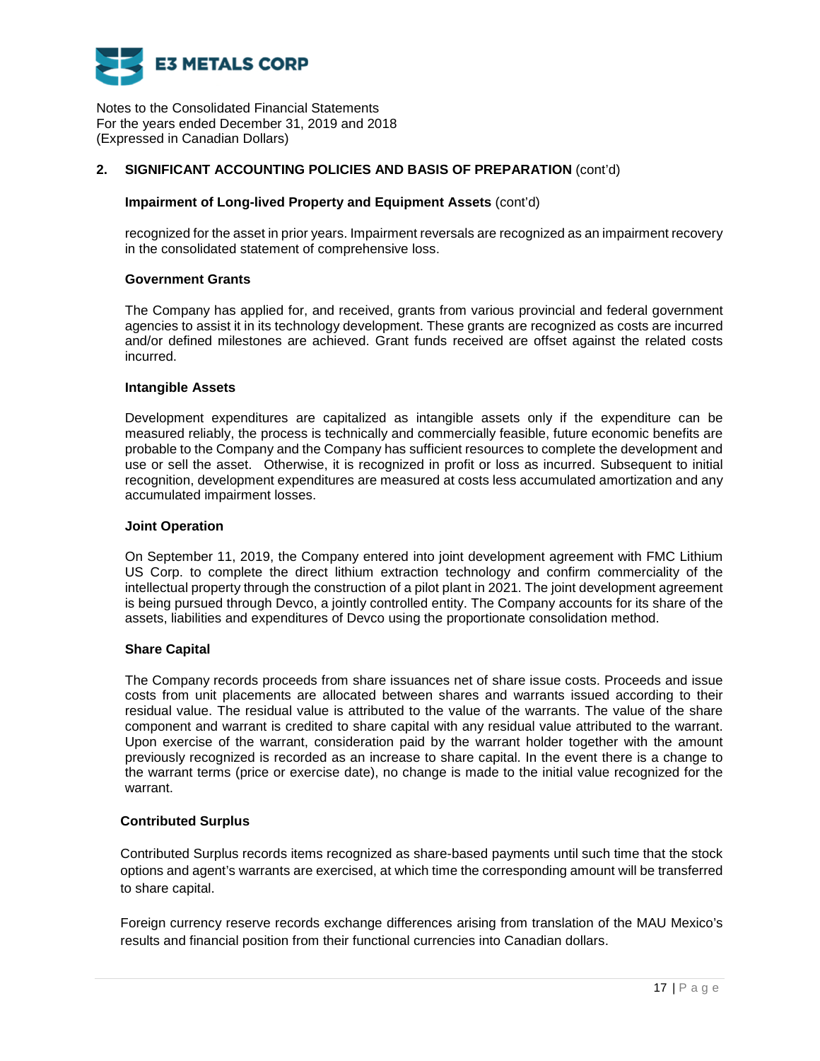## 2. SIGNIFICANT ACCOUNTING POLICIES AND BASIS OF PREPARATION (cont'd)

### Impairment of Long-lived Property and Equipment Assets (cont'd)

recognized for the asset in prior years. Impairment reversals are recognized as an impairment recovery in the consolidated statement of comprehensive loss.

### Government Grants

The Company has applied for, and received, grants from various provincial and federal government agencies to assist it in its technology development. These grants are recognized as costs are incurred and/or defined milestones are achieved. Grant funds received are offset against the related costs incurred.

### Intangible Assets

Development expenditures are capitalized as intangible assets only if the expenditure can be measured reliably, the process is technically and commercially feasible, future economic benefits are probable to the Company and the Company has sufficient resources to complete the development and use or sell the asset. Otherwise, it is recognized in profit or loss as incurred. Subsequent to initial recognition, development expenditures are measured at costs less accumulated amortization and any accumulated impairment losses.

### Joint Operation

On September 11, 2019, the Company entered into joint development agreement with FMC Lithium US Corp. to complete the direct lithium extraction technology and confirm commerciality of the intellectual property through the construction of a pilot plant in 2021. The joint development agreement is being pursued through Devco, a jointly controlled entity. The Company accounts for its share of the assets, liabilities and expenditures of Devco using the proportionate consolidation method.

### Share Capital

The Company records proceeds from share issuances net of share issue costs. Proceeds and issue costs from unit placements are allocated between shares and warrants issued according to their residual value. The residual value is attributed to the value of the warrants. The value of the share component and warrant is credited to share capital with any residual value attributed to the warrant. Upon exercise of the warrant, consideration paid by the warrant holder together with the amount previously recognized is recorded as an increase to share capital. In the event there is a change to the warrant terms (price or exercise date), no change is made to the initial value recognized for the warrant.

### Contributed Surplus

Contributed Surplus records items recognized as share-based payments until such time that the stock options and agent's warrants are exercised, at which time the corresponding amount will be transferred to share capital.

Foreign currency reserve records exchange differences arising from translation of the MAU Mexico's results and financial position from their functional currencies into Canadian dollars.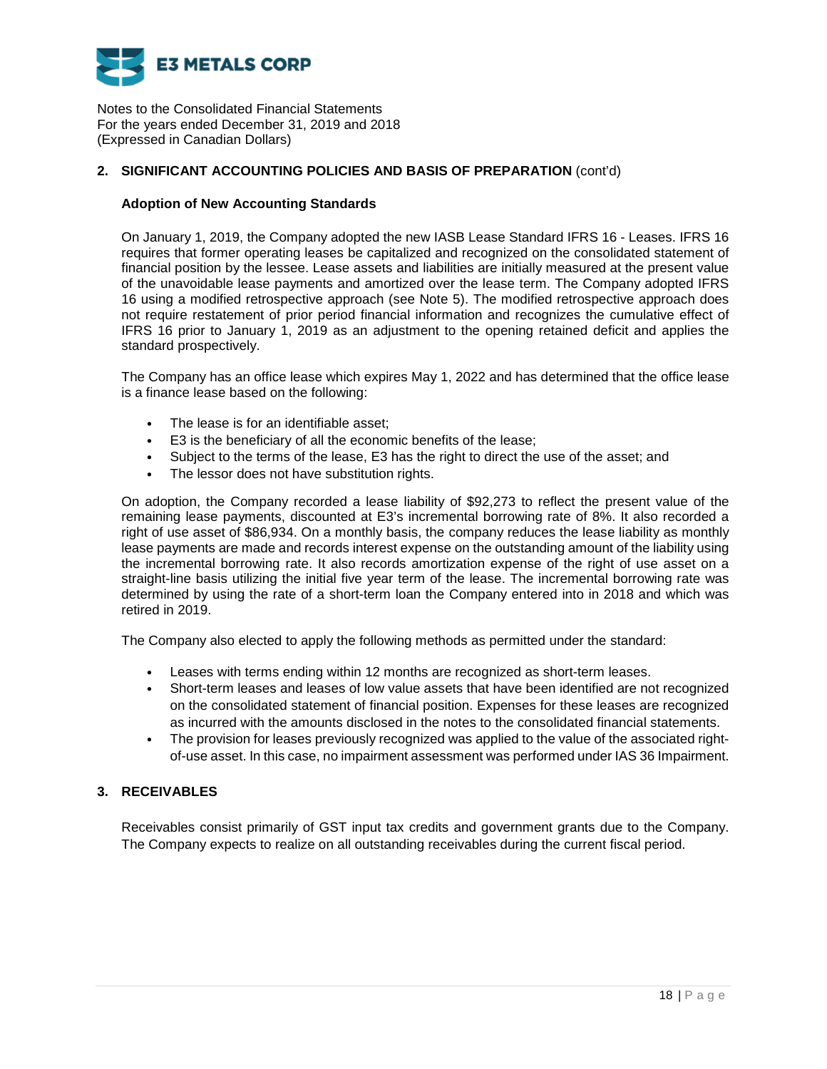Notes to the Consolidated Financial Statements
For the years ended December 31, 2019 and 2018
(Expressed in Canadian Dollars)

## 2. SIGNIFICANT ACCOUNTING POLICIES AND BASIS OF PREPARATION (cont'd)

### Adoption of New Accounting Standards

On January 1, 2019, the Company adopted the new IASB Lease Standard IFRS 16 - Leases. IFRS 16 requires that former operating leases be capitalized and recognized on the consolidated statement of financial position by the lessee. Lease assets and liabilities are initially measured at the present value of the unavoidable lease payments and amortized over the lease term. The Company adopted IFRS 16 using a modified retrospective approach (see Note 5). The modified retrospective approach does not require restatement of prior period financial information and recognizes the cumulative effect of IFRS 16 prior to January 1, 2019 as an adjustment to the opening retained deficit and applies the standard prospectively.

The Company has an office lease which expires May 1, 2022 and has determined that the office lease is a finance lease based on the following:

- The lease is for an identifiable asset;
- E3 is the beneficiary of all the economic benefits of the lease;
- Subject to the terms of the lease, E3 has the right to direct the use of the asset; and
- The lessor does not have substitution rights.

On adoption, the Company recorded a lease liability of $92,273 to reflect the present value of the remaining lease payments, discounted at E3's incremental borrowing rate of 8%. It also recorded a right of use asset of $86,934. On a monthly basis, the company reduces the lease liability as monthly lease payments are made and records interest expense on the outstanding amount of the liability using the incremental borrowing rate. It also records amortization expense of the right of use asset on a straight-line basis utilizing the initial five year term of the lease. The incremental borrowing rate was determined by using the rate of a short-term loan the Company entered into in 2018 and which was retired in 2019.

The Company also elected to apply the following methods as permitted under the standard:

- Leases with terms ending within 12 months are recognized as short-term leases.
- Short-term leases and leases of low value assets that have been identified are not recognized on the consolidated statement of financial position. Expenses for these leases are recognized as incurred with the amounts disclosed in the notes to the consolidated financial statements.
- The provision for leases previously recognized was applied to the value of the associated right-of-use asset. In this case, no impairment assessment was performed under IAS 36 Impairment.

## 3. RECEIVABLES

Receivables consist primarily of GST input tax credits and government grants due to the Company. The Company expects to realize on all outstanding receivables during the current fiscal period.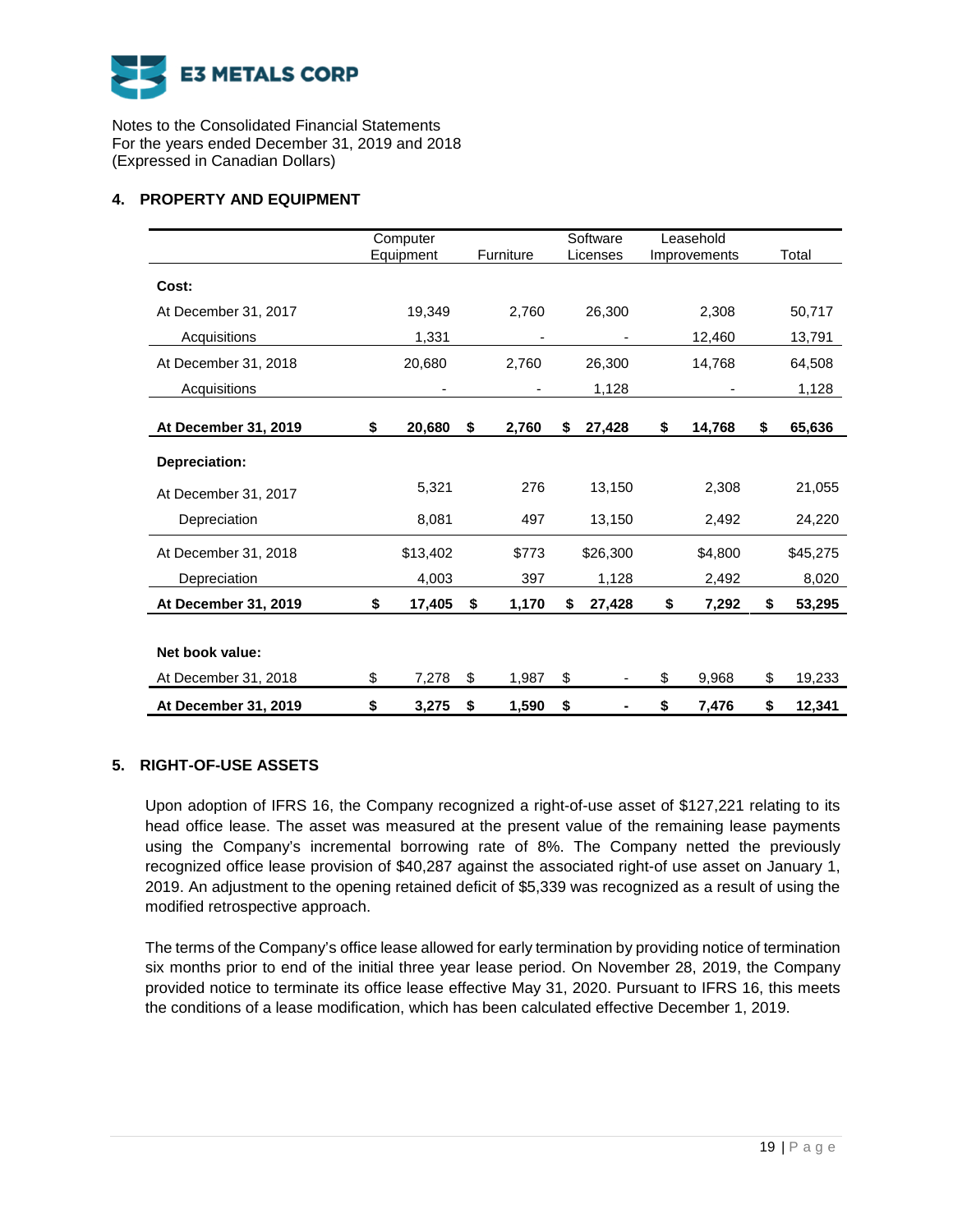E3 METALS CORP

Notes to the Consolidated Financial Statements
For the years ended December 31, 2019 and 2018
(Expressed in Canadian Dollars)

## 4. PROPERTY AND EQUIPMENT

| | Computer Equipment | Furniture | Software Licenses | Leasehold Improvements | Total |
|---|---|---|---|---|---|
| **Cost:** | | | | | |
| At December 31, 2017 | 19,349 | 2,760 | 26,300 | 2,308 | 50,717 |
| Acquisitions | 1,331 | - | - | 12,460 | 13,791 |
| At December 31, 2018 | 20,680 | 2,760 | 26,300 | 14,768 | 64,508 |
| Acquisitions | - | - | 1,128 | - | 1,128 |
| **At December 31, 2019** | **$ 20,680** | **$ 2,760** | **$ 27,428** | **$ 14,768** | **$ 65,636** |
| **Depreciation:** | | | | | |
| At December 31, 2017 | 5,321 | 276 | 13,150 | 2,308 | 21,055 |
| Depreciation | 8,081 | 497 | 13,150 | 2,492 | 24,220 |
| At December 31, 2018 | $13,402 | $773 | $26,300 | $4,800 | $45,275 |
| Depreciation | 4,003 | 397 | 1,128 | 2,492 | 8,020 |
| **At December 31, 2019** | **$ 17,405** | **$ 1,170** | **$ 27,428** | **$ 7,292** | **$ 53,295** |
| **Net book value:** | | | | | |
| At December 31, 2018 | $ 7,278 | $ 1,987 | $ - | $ 9,968 | $ 19,233 |
| **At December 31, 2019** | **$ 3,275** | **$ 1,590** | **$ -** | **$ 7,476** | **$ 12,341** |

## 5. RIGHT-OF-USE ASSETS

Upon adoption of IFRS 16, the Company recognized a right-of-use asset of $127,221 relating to its head office lease. The asset was measured at the present value of the remaining lease payments using the Company's incremental borrowing rate of 8%. The Company netted the previously recognized office lease provision of $40,287 against the associated right-of use asset on January 1, 2019. An adjustment to the opening retained deficit of $5,339 was recognized as a result of using the modified retrospective approach.

The terms of the Company's office lease allowed for early termination by providing notice of termination six months prior to end of the initial three year lease period. On November 28, 2019, the Company provided notice to terminate its office lease effective May 31, 2020. Pursuant to IFRS 16, this meets the conditions of a lease modification, which has been calculated effective December 1, 2019.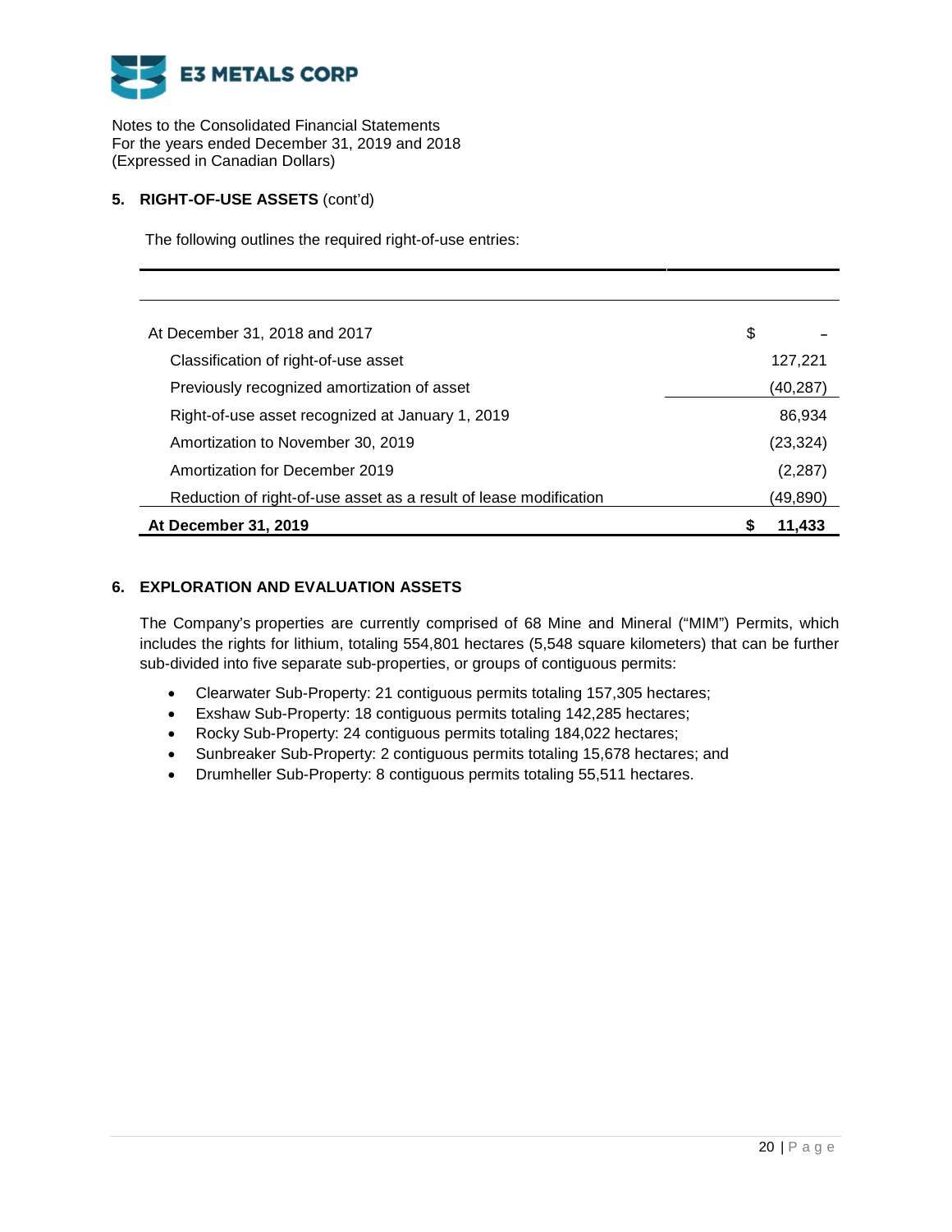Notes to the Consolidated Financial Statements
For the years ended December 31, 2019 and 2018
(Expressed in Canadian Dollars)

## 5. RIGHT-OF-USE ASSETS (cont'd)

The following outlines the required right-of-use entries:

| | |
|---|---|
| At December 31, 2018 and 2017 | $ – |
| Classification of right-of-use asset | 127,221 |
| Previously recognized amortization of asset | (40,287) |
| Right-of-use asset recognized at January 1, 2019 | 86,934 |
| Amortization to November 30, 2019 | (23,324) |
| Amortization for December 2019 | (2,287) |
| Reduction of right-of-use asset as a result of lease modification | (49,890) |
| **At December 31, 2019** | **$ 11,433** |

## 6. EXPLORATION AND EVALUATION ASSETS

The Company's properties are currently comprised of 68 Mine and Mineral ("MIM") Permits, which includes the rights for lithium, totaling 554,801 hectares (5,548 square kilometers) that can be further sub-divided into five separate sub-properties, or groups of contiguous permits:

- Clearwater Sub-Property: 21 contiguous permits totaling 157,305 hectares;
- Exshaw Sub-Property: 18 contiguous permits totaling 142,285 hectares;
- Rocky Sub-Property: 24 contiguous permits totaling 184,022 hectares;
- Sunbreaker Sub-Property: 2 contiguous permits totaling 15,678 hectares; and
- Drumheller Sub-Property: 8 contiguous permits totaling 55,511 hectares.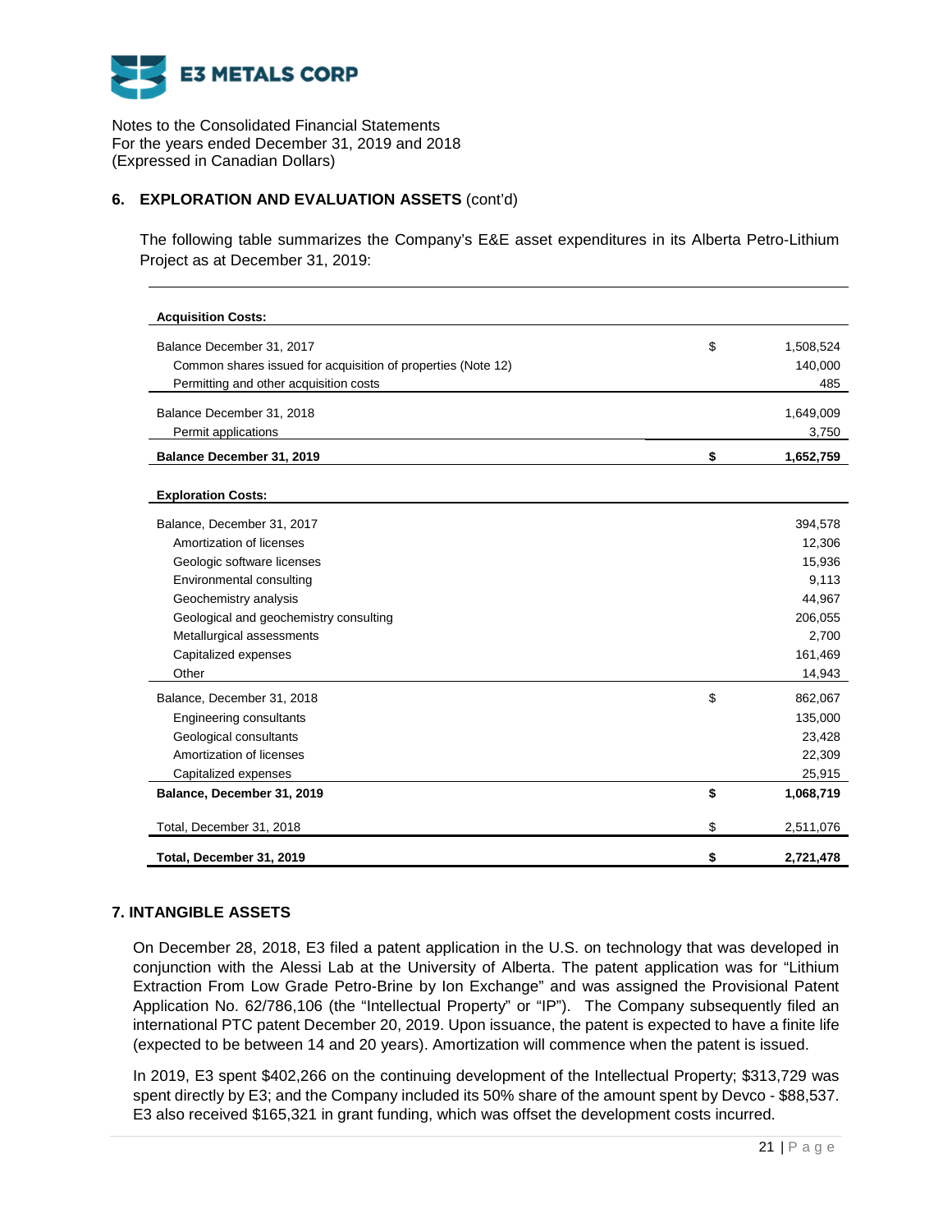Notes to the Consolidated Financial Statements
For the years ended December 31, 2019 and 2018
(Expressed in Canadian Dollars)

## 6. EXPLORATION AND EVALUATION ASSETS (cont'd)

The following table summarizes the Company's E&E asset expenditures in its Alberta Petro-Lithium Project as at December 31, 2019:

| | | |
|---|---|---|
| **Acquisition Costs:** | | |
| Balance December 31, 2017 | $ | 1,508,524 |
| Common shares issued for acquisition of properties (Note 12) | | 140,000 |
| Permitting and other acquisition costs | | 485 |
| Balance December 31, 2018 | | 1,649,009 |
| Permit applications | | 3,750 |
| **Balance December 31, 2019** | **$** | **1,652,759** |
| **Exploration Costs:** | | |
| Balance, December 31, 2017 | | 394,578 |
| Amortization of licenses | | 12,306 |
| Geologic software licenses | | 15,936 |
| Environmental consulting | | 9,113 |
| Geochemistry analysis | | 44,967 |
| Geological and geochemistry consulting | | 206,055 |
| Metallurgical assessments | | 2,700 |
| Capitalized expenses | | 161,469 |
| Other | | 14,943 |
| Balance, December 31, 2018 | $ | 862,067 |
| Engineering consultants | | 135,000 |
| Geological consultants | | 23,428 |
| Amortization of licenses | | 22,309 |
| Capitalized expenses | | 25,915 |
| **Balance, December 31, 2019** | **$** | **1,068,719** |
| Total, December 31, 2018 | $ | 2,511,076 |
| **Total, December 31, 2019** | **$** | **2,721,478** |

## 7. INTANGIBLE ASSETS

On December 28, 2018, E3 filed a patent application in the U.S. on technology that was developed in conjunction with the Alessi Lab at the University of Alberta. The patent application was for "Lithium Extraction From Low Grade Petro-Brine by Ion Exchange" and was assigned the Provisional Patent Application No. 62/786,106 (the "Intellectual Property" or "IP"). The Company subsequently filed an international PTC patent December 20, 2019. Upon issuance, the patent is expected to have a finite life (expected to be between 14 and 20 years). Amortization will commence when the patent is issued.

In 2019, E3 spent $402,266 on the continuing development of the Intellectual Property; $313,729 was spent directly by E3; and the Company included its 50% share of the amount spent by Devco - $88,537. E3 also received $165,321 in grant funding, which was offset the development costs incurred.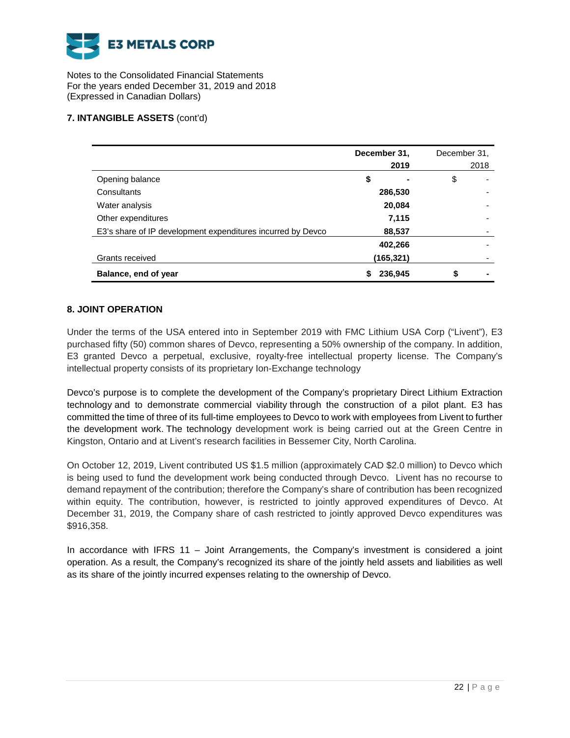Notes to the Consolidated Financial Statements
For the years ended December 31, 2019 and 2018
(Expressed in Canadian Dollars)

## 7. INTANGIBLE ASSETS (cont'd)

| | **December 31, 2019** | December 31, 2018 |
|---|---|---|
| Opening balance | **$ -** | $ - |
| Consultants | **286,530** | - |
| Water analysis | **20,084** | - |
| Other expenditures | **7,115** | - |
| E3's share of IP development expenditures incurred by Devco | **88,537** | - |
| | **402,266** | - |
| Grants received | **(165,321)** | - |
| **Balance, end of year** | **$ 236,945** | **$ -** |

## 8. JOINT OPERATION

Under the terms of the USA entered into in September 2019 with FMC Lithium USA Corp ("Livent"), E3 purchased fifty (50) common shares of Devco, representing a 50% ownership of the company. In addition, E3 granted Devco a perpetual, exclusive, royalty-free intellectual property license. The Company's intellectual property consists of its proprietary Ion-Exchange technology

Devco's purpose is to complete the development of the Company's proprietary Direct Lithium Extraction technology and to demonstrate commercial viability through the construction of a pilot plant. E3 has committed the time of three of its full-time employees to Devco to work with employees from Livent to further the development work. The technology development work is being carried out at the Green Centre in Kingston, Ontario and at Livent's research facilities in Bessemer City, North Carolina.

On October 12, 2019, Livent contributed US $1.5 million (approximately CAD $2.0 million) to Devco which is being used to fund the development work being conducted through Devco. Livent has no recourse to demand repayment of the contribution; therefore the Company's share of contribution has been recognized within equity. The contribution, however, is restricted to jointly approved expenditures of Devco. At December 31, 2019, the Company share of cash restricted to jointly approved Devco expenditures was $916,358.

In accordance with IFRS 11 – Joint Arrangements, the Company's investment is considered a joint operation. As a result, the Company's recognized its share of the jointly held assets and liabilities as well as its share of the jointly incurred expenses relating to the ownership of Devco.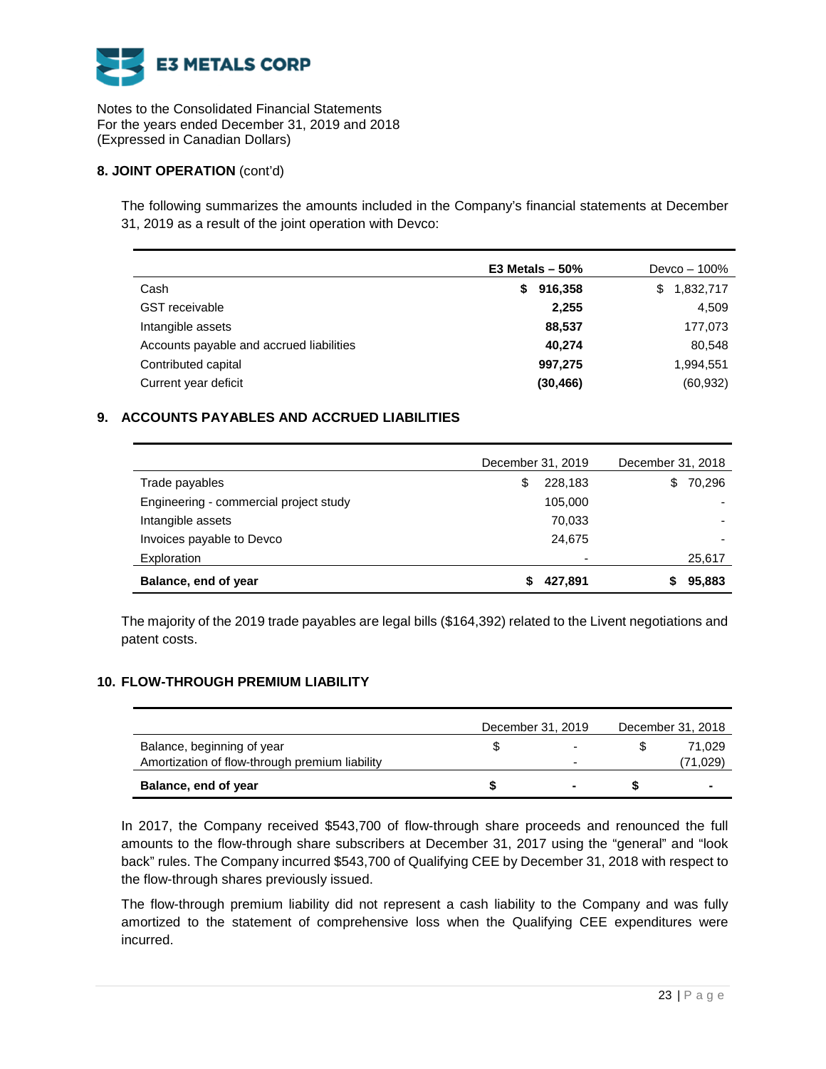E3 METALS CORP

Notes to the Consolidated Financial Statements
For the years ended December 31, 2019 and 2018
(Expressed in Canadian Dollars)

## 8. JOINT OPERATION (cont'd)

The following summarizes the amounts included in the Company's financial statements at December 31, 2019 as a result of the joint operation with Devco:

| | **E3 Metals – 50%** | Devco – 100% |
|---|---|---|
| Cash | **$ 916,358** | $ 1,832,717 |
| GST receivable | **2,255** | 4,509 |
| Intangible assets | **88,537** | 177,073 |
| Accounts payable and accrued liabilities | **40,274** | 80,548 |
| Contributed capital | **997,275** | 1,994,551 |
| Current year deficit | **(30,466)** | (60,932) |

## 9. ACCOUNTS PAYABLES AND ACCRUED LIABILITIES

| | December 31, 2019 | December 31, 2018 |
|---|---|---|
| Trade payables | $ 228,183 | $ 70,296 |
| Engineering - commercial project study | 105,000 | - |
| Intangible assets | 70,033 | - |
| Invoices payable to Devco | 24,675 | - |
| Exploration | - | 25,617 |
| **Balance, end of year** | **$ 427,891** | **$ 95,883** |

The majority of the 2019 trade payables are legal bills ($164,392) related to the Livent negotiations and patent costs.

## 10. FLOW-THROUGH PREMIUM LIABILITY

| | December 31, 2019 | December 31, 2018 |
|---|---|---|
| Balance, beginning of year | $ - | $ 71,029 |
| Amortization of flow-through premium liability | - | (71,029) |
| **Balance, end of year** | **$ -** | **$ -** |

In 2017, the Company received $543,700 of flow-through share proceeds and renounced the full amounts to the flow-through share subscribers at December 31, 2017 using the "general" and "look back" rules. The Company incurred $543,700 of Qualifying CEE by December 31, 2018 with respect to the flow-through shares previously issued.

The flow-through premium liability did not represent a cash liability to the Company and was fully amortized to the statement of comprehensive loss when the Qualifying CEE expenditures were incurred.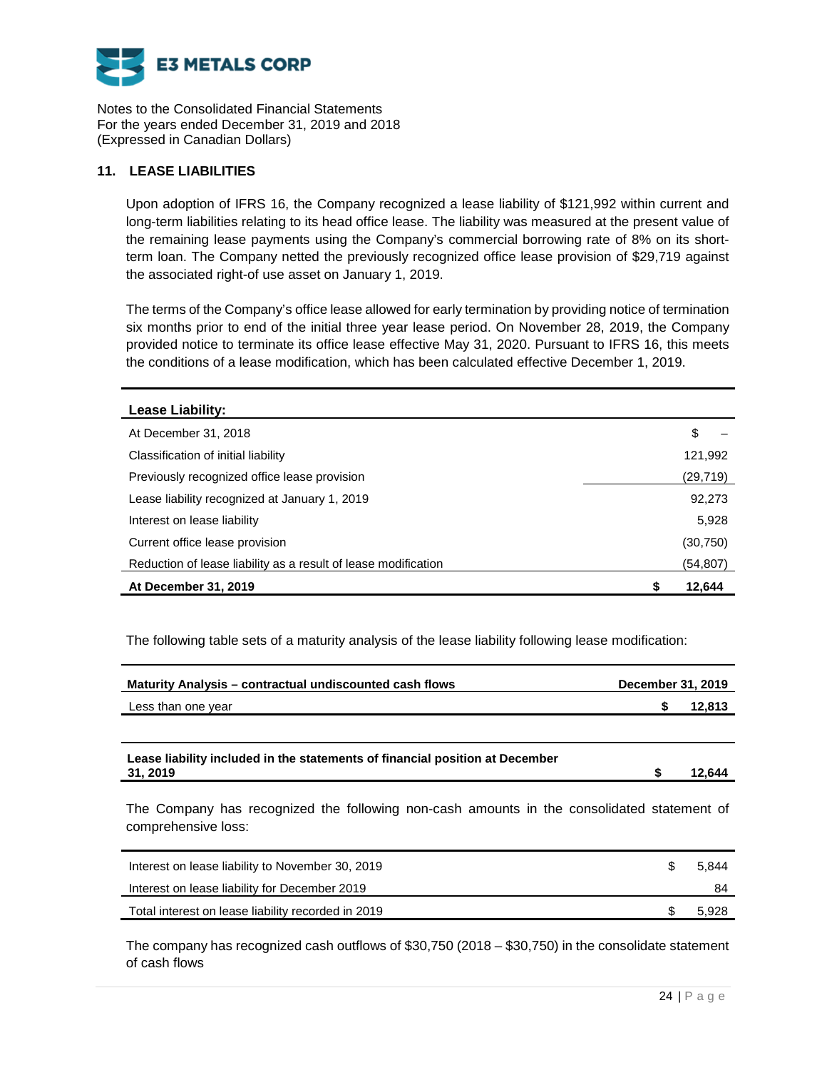Notes to the Consolidated Financial Statements
For the years ended December 31, 2019 and 2018
(Expressed in Canadian Dollars)

## 11. LEASE LIABILITIES

Upon adoption of IFRS 16, the Company recognized a lease liability of $121,992 within current and long-term liabilities relating to its head office lease. The liability was measured at the present value of the remaining lease payments using the Company's commercial borrowing rate of 8% on its short-term loan. The Company netted the previously recognized office lease provision of $29,719 against the associated right-of use asset on January 1, 2019.

The terms of the Company's office lease allowed for early termination by providing notice of termination six months prior to end of the initial three year lease period. On November 28, 2019, the Company provided notice to terminate its office lease effective May 31, 2020. Pursuant to IFRS 16, this meets the conditions of a lease modification, which has been calculated effective December 1, 2019.

| **Lease Liability:** | |
|---|---|
| At December 31, 2018 | $ – |
| Classification of initial liability | 121,992 |
| Previously recognized office lease provision | (29,719) |
| Lease liability recognized at January 1, 2019 | 92,273 |
| Interest on lease liability | 5,928 |
| Current office lease provision | (30,750) |
| Reduction of lease liability as a result of lease modification | (54,807) |
| **At December 31, 2019** | **$ 12,644** |

The following table sets of a maturity analysis of the lease liability following lease modification:

| **Maturity Analysis – contractual undiscounted cash flows** | **December 31, 2019** |
|---|---|
| Less than one year | **$ 12,813** |
| | |
| **Lease liability included in the statements of financial position at December 31, 2019** | **$ 12,644** |

The Company has recognized the following non-cash amounts in the consolidated statement of comprehensive loss:

| | |
|---|---|
| Interest on lease liability to November 30, 2019 | $ 5,844 |
| Interest on lease liability for December 2019 | 84 |
| Total interest on lease liability recorded in 2019 | $ 5,928 |

The company has recognized cash outflows of $30,750 (2018 – $30,750) in the consolidate statement of cash flows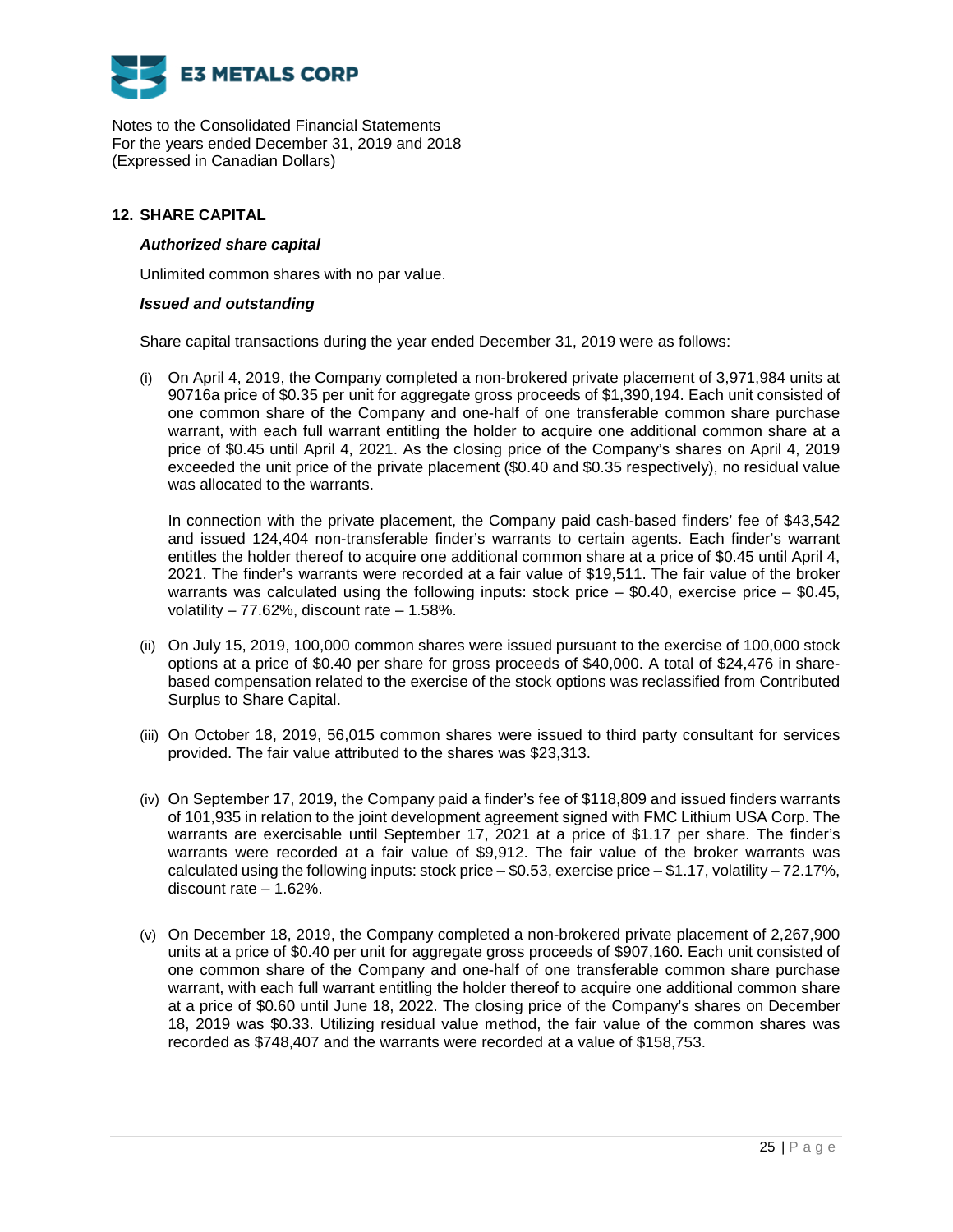E3 METALS CORP

Notes to the Consolidated Financial Statements
For the years ended December 31, 2019 and 2018
(Expressed in Canadian Dollars)

## 12. SHARE CAPITAL

***Authorized share capital***

Unlimited common shares with no par value.

***Issued and outstanding***

Share capital transactions during the year ended December 31, 2019 were as follows:

(i) On April 4, 2019, the Company completed a non-brokered private placement of 3,971,984 units at 90716a price of $0.35 per unit for aggregate gross proceeds of $1,390,194. Each unit consisted of one common share of the Company and one-half of one transferable common share purchase warrant, with each full warrant entitling the holder to acquire one additional common share at a price of $0.45 until April 4, 2021. As the closing price of the Company's shares on April 4, 2019 exceeded the unit price of the private placement ($0.40 and $0.35 respectively), no residual value was allocated to the warrants.

In connection with the private placement, the Company paid cash-based finders' fee of $43,542 and issued 124,404 non-transferable finder's warrants to certain agents. Each finder's warrant entitles the holder thereof to acquire one additional common share at a price of $0.45 until April 4, 2021. The finder's warrants were recorded at a fair value of $19,511. The fair value of the broker warrants was calculated using the following inputs: stock price – $0.40, exercise price – $0.45, volatility – 77.62%, discount rate – 1.58%.

(ii) On July 15, 2019, 100,000 common shares were issued pursuant to the exercise of 100,000 stock options at a price of $0.40 per share for gross proceeds of $40,000. A total of $24,476 in share-based compensation related to the exercise of the stock options was reclassified from Contributed Surplus to Share Capital.

(iii) On October 18, 2019, 56,015 common shares were issued to third party consultant for services provided. The fair value attributed to the shares was $23,313.

(iv) On September 17, 2019, the Company paid a finder's fee of $118,809 and issued finders warrants of 101,935 in relation to the joint development agreement signed with FMC Lithium USA Corp. The warrants are exercisable until September 17, 2021 at a price of $1.17 per share. The finder's warrants were recorded at a fair value of $9,912. The fair value of the broker warrants was calculated using the following inputs: stock price – $0.53, exercise price – $1.17, volatility – 72.17%, discount rate – 1.62%.

(v) On December 18, 2019, the Company completed a non-brokered private placement of 2,267,900 units at a price of $0.40 per unit for aggregate gross proceeds of $907,160. Each unit consisted of one common share of the Company and one-half of one transferable common share purchase warrant, with each full warrant entitling the holder thereof to acquire one additional common share at a price of $0.60 until June 18, 2022. The closing price of the Company's shares on December 18, 2019 was $0.33. Utilizing residual value method, the fair value of the common shares was recorded as $748,407 and the warrants were recorded at a value of $158,753.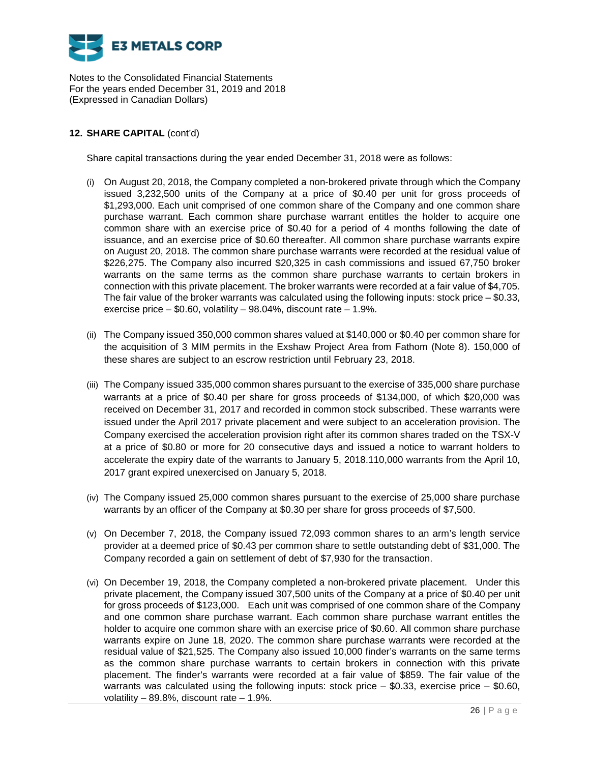**E3 METALS CORP**

Notes to the Consolidated Financial Statements
For the years ended December 31, 2019 and 2018
(Expressed in Canadian Dollars)

## 12. SHARE CAPITAL (cont'd)

Share capital transactions during the year ended December 31, 2018 were as follows:

(i) On August 20, 2018, the Company completed a non-brokered private through which the Company issued 3,232,500 units of the Company at a price of $0.40 per unit for gross proceeds of $1,293,000. Each unit comprised of one common share of the Company and one common share purchase warrant. Each common share purchase warrant entitles the holder to acquire one common share with an exercise price of $0.40 for a period of 4 months following the date of issuance, and an exercise price of $0.60 thereafter. All common share purchase warrants expire on August 20, 2018. The common share purchase warrants were recorded at the residual value of $226,275. The Company also incurred $20,325 in cash commissions and issued 67,750 broker warrants on the same terms as the common share purchase warrants to certain brokers in connection with this private placement. The broker warrants were recorded at a fair value of $4,705. The fair value of the broker warrants was calculated using the following inputs: stock price – $0.33, exercise price – $0.60, volatility – 98.04%, discount rate – 1.9%.

(ii) The Company issued 350,000 common shares valued at $140,000 or $0.40 per common share for the acquisition of 3 MIM permits in the Exshaw Project Area from Fathom (Note 8). 150,000 of these shares are subject to an escrow restriction until February 23, 2018.

(iii) The Company issued 335,000 common shares pursuant to the exercise of 335,000 share purchase warrants at a price of $0.40 per share for gross proceeds of $134,000, of which $20,000 was received on December 31, 2017 and recorded in common stock subscribed. These warrants were issued under the April 2017 private placement and were subject to an acceleration provision. The Company exercised the acceleration provision right after its common shares traded on the TSX-V at a price of $0.80 or more for 20 consecutive days and issued a notice to warrant holders to accelerate the expiry date of the warrants to January 5, 2018.110,000 warrants from the April 10, 2017 grant expired unexercised on January 5, 2018.

(iv) The Company issued 25,000 common shares pursuant to the exercise of 25,000 share purchase warrants by an officer of the Company at $0.30 per share for gross proceeds of $7,500.

(v) On December 7, 2018, the Company issued 72,093 common shares to an arm's length service provider at a deemed price of $0.43 per common share to settle outstanding debt of $31,000. The Company recorded a gain on settlement of debt of $7,930 for the transaction.

(vi) On December 19, 2018, the Company completed a non-brokered private placement. Under this private placement, the Company issued 307,500 units of the Company at a price of $0.40 per unit for gross proceeds of $123,000. Each unit was comprised of one common share of the Company and one common share purchase warrant. Each common share purchase warrant entitles the holder to acquire one common share with an exercise price of $0.60. All common share purchase warrants expire on June 18, 2020. The common share purchase warrants were recorded at the residual value of $21,525. The Company also issued 10,000 finder's warrants on the same terms as the common share purchase warrants to certain brokers in connection with this private placement. The finder's warrants were recorded at a fair value of $859. The fair value of the warrants was calculated using the following inputs: stock price – $0.33, exercise price – $0.60, volatility – 89.8%, discount rate – 1.9%.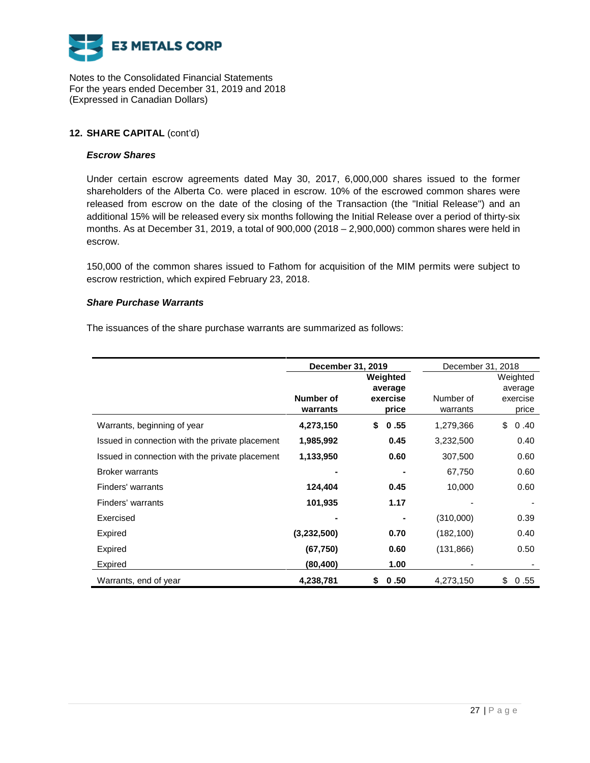E3 METALS CORP

Notes to the Consolidated Financial Statements
For the years ended December 31, 2019 and 2018
(Expressed in Canadian Dollars)

## 12. SHARE CAPITAL (cont'd)

### *Escrow Shares*

Under certain escrow agreements dated May 30, 2017, 6,000,000 shares issued to the former shareholders of the Alberta Co. were placed in escrow. 10% of the escrowed common shares were released from escrow on the date of the closing of the Transaction (the "Initial Release") and an additional 15% will be released every six months following the Initial Release over a period of thirty-six months. As at December 31, 2019, a total of 900,000 (2018 – 2,900,000) common shares were held in escrow.

150,000 of the common shares issued to Fathom for acquisition of the MIM permits were subject to escrow restriction, which expired February 23, 2018.

### *Share Purchase Warrants*

The issuances of the share purchase warrants are summarized as follows:

| | **December 31, 2019** | | December 31, 2018 | |
|---|---|---|---|---|
| | **Number of warrants** | **Weighted average exercise price** | Number of warrants | Weighted average exercise price |
| Warrants, beginning of year | **4,273,150** | **$ 0.55** | 1,279,366 | $ 0.40 |
| Issued in connection with the private placement | **1,985,992** | **0.45** | 3,232,500 | 0.40 |
| Issued in connection with the private placement | **1,133,950** | **0.60** | 307,500 | 0.60 |
| Broker warrants | **-** | **-** | 67,750 | 0.60 |
| Finders' warrants | **124,404** | **0.45** | 10,000 | 0.60 |
| Finders' warrants | **101,935** | **1.17** | - | - |
| Exercised | **-** | **-** | (310,000) | 0.39 |
| Expired | **(3,232,500)** | **0.70** | (182,100) | 0.40 |
| Expired | **(67,750)** | **0.60** | (131,866) | 0.50 |
| Expired | **(80,400)** | **1.00** | - | - |
| Warrants, end of year | **4,238,781** | **$ 0.50** | 4,273,150 | $ 0.55 |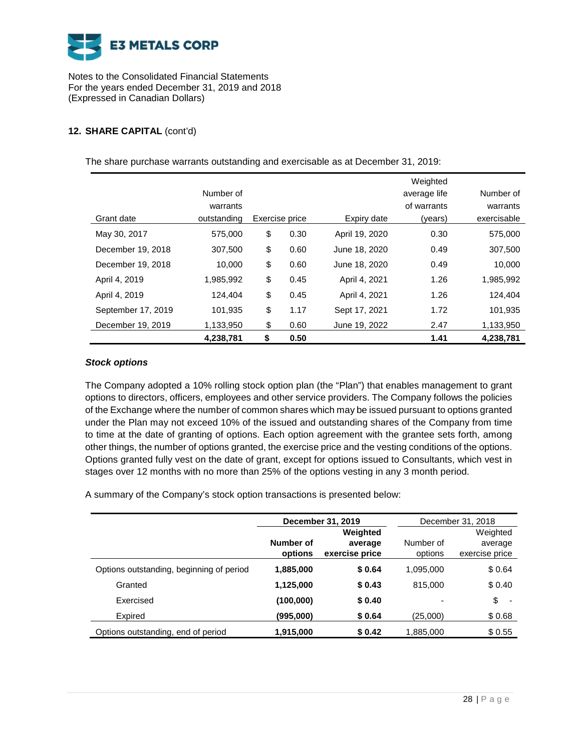Notes to the Consolidated Financial Statements
For the years ended December 31, 2019 and 2018
(Expressed in Canadian Dollars)

## 12. SHARE CAPITAL (cont'd)

The share purchase warrants outstanding and exercisable as at December 31, 2019:

| Grant date | Number of warrants outstanding | Exercise price | Expiry date | Weighted average life of warrants (years) | Number of warrants exercisable |
|---|---|---|---|---|---|
| May 30, 2017 | 575,000 | $ 0.30 | April 19, 2020 | 0.30 | 575,000 |
| December 19, 2018 | 307,500 | $ 0.60 | June 18, 2020 | 0.49 | 307,500 |
| December 19, 2018 | 10,000 | $ 0.60 | June 18, 2020 | 0.49 | 10,000 |
| April 4, 2019 | 1,985,992 | $ 0.45 | April 4, 2021 | 1.26 | 1,985,992 |
| April 4, 2019 | 124,404 | $ 0.45 | April 4, 2021 | 1.26 | 124,404 |
| September 17, 2019 | 101,935 | $ 1.17 | Sept 17, 2021 | 1.72 | 101,935 |
| December 19, 2019 | 1,133,950 | $ 0.60 | June 19, 2022 | 2.47 | 1,133,950 |
| | **4,238,781** | **$ 0.50** | | **1.41** | **4,238,781** |

### *Stock options*

The Company adopted a 10% rolling stock option plan (the "Plan") that enables management to grant options to directors, officers, employees and other service providers. The Company follows the policies of the Exchange where the number of common shares which may be issued pursuant to options granted under the Plan may not exceed 10% of the issued and outstanding shares of the Company from time to time at the date of granting of options. Each option agreement with the grantee sets forth, among other things, the number of options granted, the exercise price and the vesting conditions of the options. Options granted fully vest on the date of grant, except for options issued to Consultants, which vest in stages over 12 months with no more than 25% of the options vesting in any 3 month period.

A summary of the Company's stock option transactions is presented below:

| | **December 31, 2019** | | December 31, 2018 | |
|---|---|---|---|---|
| | **Number of options** | **Weighted average exercise price** | Number of options | Weighted average exercise price |
| Options outstanding, beginning of period | **1,885,000** | **$ 0.64** | 1,095,000 | $ 0.64 |
| Granted | **1,125,000** | **$ 0.43** | 815,000 | $ 0.40 |
| Exercised | **(100,000)** | **$ 0.40** | - | $ - |
| Expired | **(995,000)** | **$ 0.64** | (25,000) | $ 0.68 |
| Options outstanding, end of period | **1,915,000** | **$ 0.42** | 1,885,000 | $ 0.55 |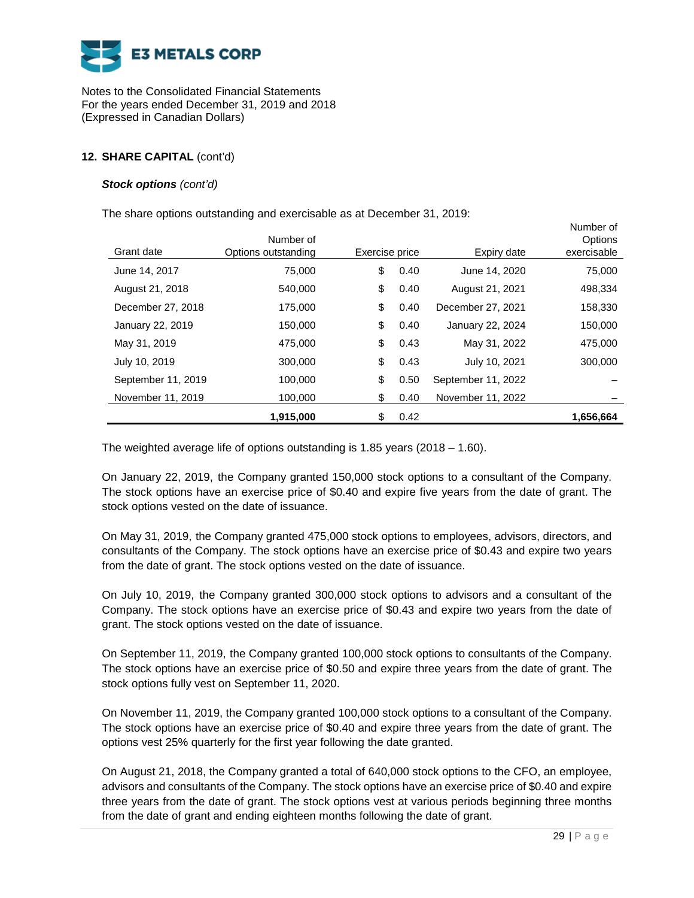## 12. SHARE CAPITAL (cont'd)

***Stock options*** *(cont'd)*

The share options outstanding and exercisable as at December 31, 2019:

| Grant date | Number of Options outstanding | Exercise price | Expiry date | Number of Options exercisable |
|---|---|---|---|---|
| June 14, 2017 | 75,000 | $ 0.40 | June 14, 2020 | 75,000 |
| August 21, 2018 | 540,000 | $ 0.40 | August 21, 2021 | 498,334 |
| December 27, 2018 | 175,000 | $ 0.40 | December 27, 2021 | 158,330 |
| January 22, 2019 | 150,000 | $ 0.40 | January 22, 2024 | 150,000 |
| May 31, 2019 | 475,000 | $ 0.43 | May 31, 2022 | 475,000 |
| July 10, 2019 | 300,000 | $ 0.43 | July 10, 2021 | 300,000 |
| September 11, 2019 | 100,000 | $ 0.50 | September 11, 2022 | – |
| November 11, 2019 | 100,000 | $ 0.40 | November 11, 2022 | – |
| | **1,915,000** | $ 0.42 | | **1,656,664** |

The weighted average life of options outstanding is 1.85 years (2018 – 1.60).

On January 22, 2019, the Company granted 150,000 stock options to a consultant of the Company. The stock options have an exercise price of $0.40 and expire five years from the date of grant. The stock options vested on the date of issuance.

On May 31, 2019, the Company granted 475,000 stock options to employees, advisors, directors, and consultants of the Company. The stock options have an exercise price of $0.43 and expire two years from the date of grant. The stock options vested on the date of issuance.

On July 10, 2019, the Company granted 300,000 stock options to advisors and a consultant of the Company. The stock options have an exercise price of $0.43 and expire two years from the date of grant. The stock options vested on the date of issuance.

On September 11, 2019, the Company granted 100,000 stock options to consultants of the Company. The stock options have an exercise price of $0.50 and expire three years from the date of grant. The stock options fully vest on September 11, 2020.

On November 11, 2019, the Company granted 100,000 stock options to a consultant of the Company. The stock options have an exercise price of $0.40 and expire three years from the date of grant. The options vest 25% quarterly for the first year following the date granted.

On August 21, 2018, the Company granted a total of 640,000 stock options to the CFO, an employee, advisors and consultants of the Company. The stock options have an exercise price of $0.40 and expire three years from the date of grant. The stock options vest at various periods beginning three months from the date of grant and ending eighteen months following the date of grant.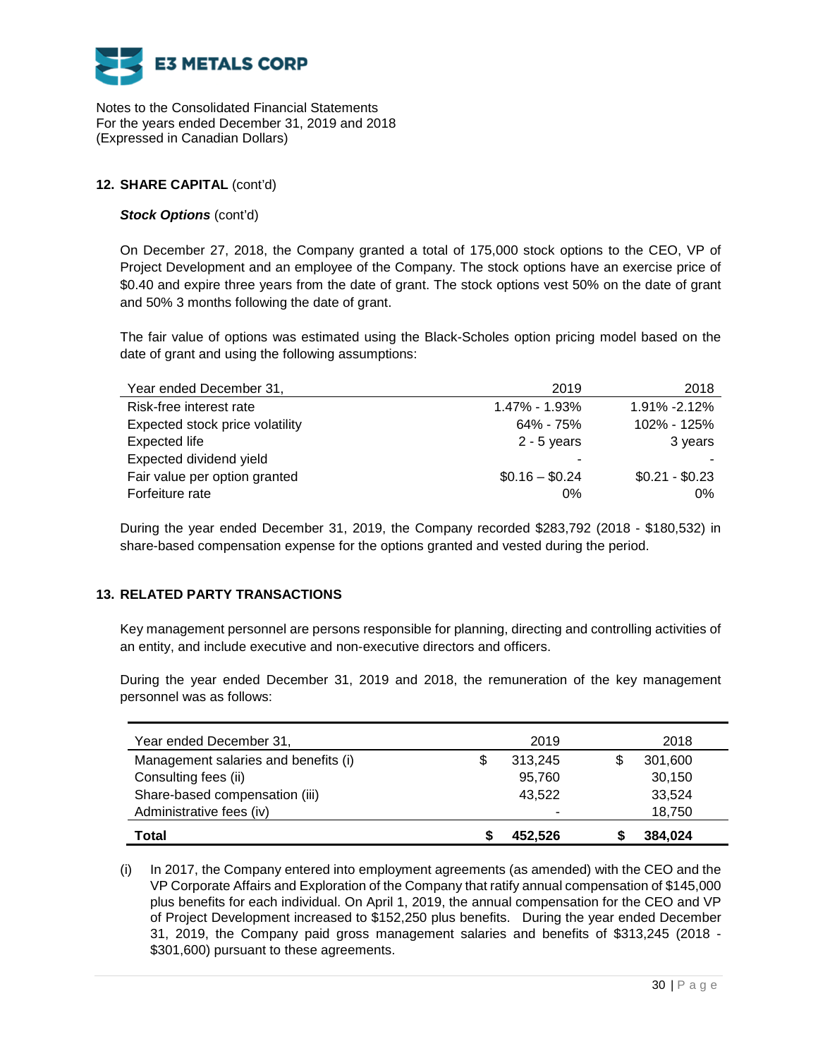Notes to the Consolidated Financial Statements
For the years ended December 31, 2019 and 2018
(Expressed in Canadian Dollars)

## 12. SHARE CAPITAL (cont'd)

***Stock Options*** (cont'd)

On December 27, 2018, the Company granted a total of 175,000 stock options to the CEO, VP of Project Development and an employee of the Company. The stock options have an exercise price of $0.40 and expire three years from the date of grant. The stock options vest 50% on the date of grant and 50% 3 months following the date of grant.

The fair value of options was estimated using the Black-Scholes option pricing model based on the date of grant and using the following assumptions:

| Year ended December 31, | 2019 | 2018 |
|---|---|---|
| Risk-free interest rate | 1.47% - 1.93% | 1.91% -2.12% |
| Expected stock price volatility | 64% - 75% | 102% - 125% |
| Expected life | 2 - 5 years | 3 years |
| Expected dividend yield | - | - |
| Fair value per option granted | $0.16 – $0.24 | $0.21 - $0.23 |
| Forfeiture rate | 0% | 0% |

During the year ended December 31, 2019, the Company recorded $283,792 (2018 - $180,532) in share-based compensation expense for the options granted and vested during the period.

## 13. RELATED PARTY TRANSACTIONS

Key management personnel are persons responsible for planning, directing and controlling activities of an entity, and include executive and non-executive directors and officers.

During the year ended December 31, 2019 and 2018, the remuneration of the key management personnel was as follows:

| Year ended December 31, | 2019 | 2018 |
|---|---|---|
| Management salaries and benefits (i) | $ 313,245 | $ 301,600 |
| Consulting fees (ii) | 95,760 | 30,150 |
| Share-based compensation (iii) | 43,522 | 33,524 |
| Administrative fees (iv) | - | 18,750 |
| **Total** | **$ 452,526** | **$ 384,024** |

(i) In 2017, the Company entered into employment agreements (as amended) with the CEO and the VP Corporate Affairs and Exploration of the Company that ratify annual compensation of $145,000 plus benefits for each individual. On April 1, 2019, the annual compensation for the CEO and VP of Project Development increased to $152,250 plus benefits. During the year ended December 31, 2019, the Company paid gross management salaries and benefits of $313,245 (2018 - $301,600) pursuant to these agreements.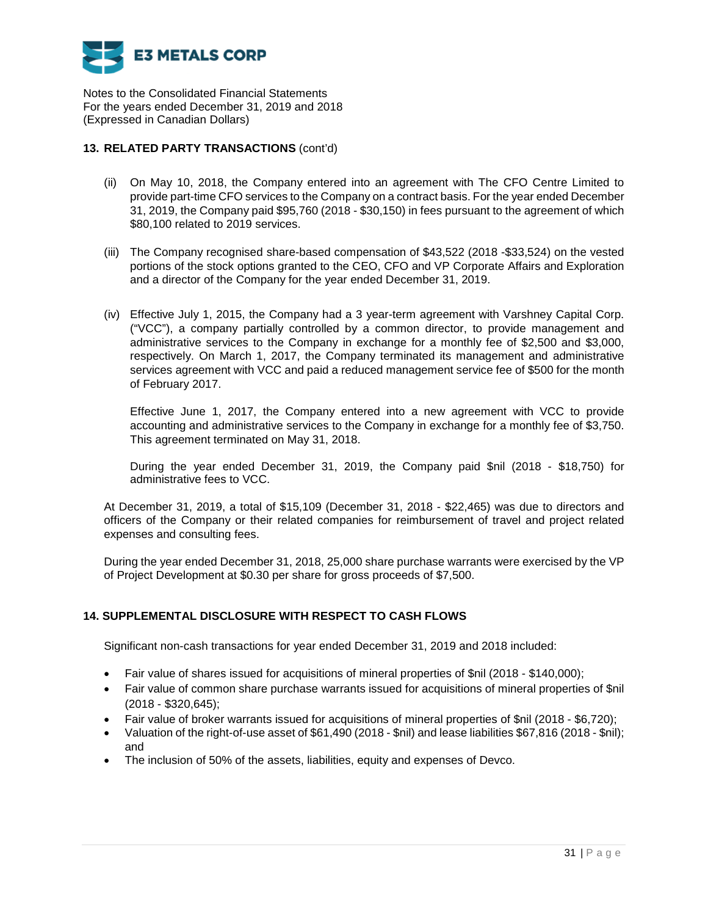Notes to the Consolidated Financial Statements
For the years ended December 31, 2019 and 2018
(Expressed in Canadian Dollars)

## 13. RELATED PARTY TRANSACTIONS (cont'd)

(ii) On May 10, 2018, the Company entered into an agreement with The CFO Centre Limited to provide part-time CFO services to the Company on a contract basis. For the year ended December 31, 2019, the Company paid $95,760 (2018 - $30,150) in fees pursuant to the agreement of which $80,100 related to 2019 services.

(iii) The Company recognised share-based compensation of $43,522 (2018 -$33,524) on the vested portions of the stock options granted to the CEO, CFO and VP Corporate Affairs and Exploration and a director of the Company for the year ended December 31, 2019.

(iv) Effective July 1, 2015, the Company had a 3 year-term agreement with Varshney Capital Corp. ("VCC"), a company partially controlled by a common director, to provide management and administrative services to the Company in exchange for a monthly fee of $2,500 and $3,000, respectively. On March 1, 2017, the Company terminated its management and administrative services agreement with VCC and paid a reduced management service fee of $500 for the month of February 2017.

Effective June 1, 2017, the Company entered into a new agreement with VCC to provide accounting and administrative services to the Company in exchange for a monthly fee of $3,750. This agreement terminated on May 31, 2018.

During the year ended December 31, 2019, the Company paid $nil (2018 - $18,750) for administrative fees to VCC.

At December 31, 2019, a total of $15,109 (December 31, 2018 - $22,465) was due to directors and officers of the Company or their related companies for reimbursement of travel and project related expenses and consulting fees.

During the year ended December 31, 2018, 25,000 share purchase warrants were exercised by the VP of Project Development at $0.30 per share for gross proceeds of $7,500.

## 14. SUPPLEMENTAL DISCLOSURE WITH RESPECT TO CASH FLOWS

Significant non-cash transactions for year ended December 31, 2019 and 2018 included:

- Fair value of shares issued for acquisitions of mineral properties of $nil (2018 - $140,000);
- Fair value of common share purchase warrants issued for acquisitions of mineral properties of $nil (2018 - $320,645);
- Fair value of broker warrants issued for acquisitions of mineral properties of $nil (2018 - $6,720);
- Valuation of the right-of-use asset of $61,490 (2018 - $nil) and lease liabilities $67,816 (2018 - $nil); and
- The inclusion of 50% of the assets, liabilities, equity and expenses of Devco.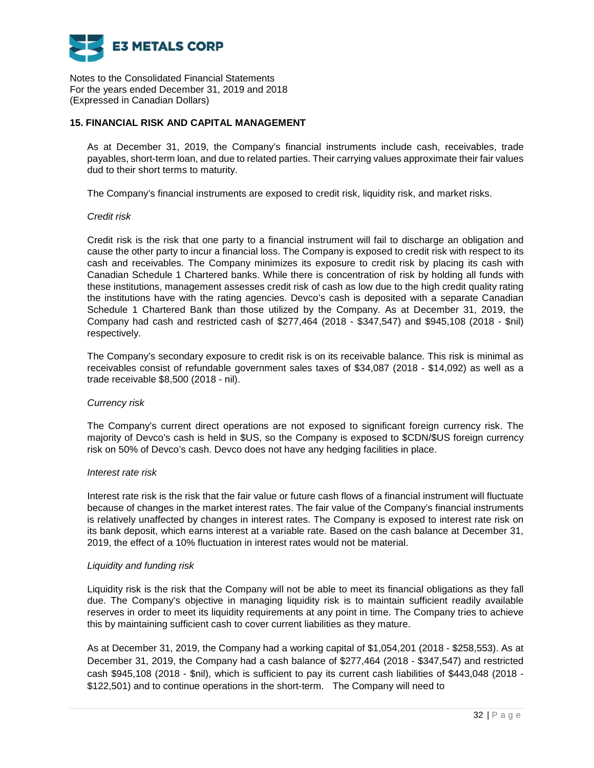## 15. FINANCIAL RISK AND CAPITAL MANAGEMENT

As at December 31, 2019, the Company's financial instruments include cash, receivables, trade payables, short-term loan, and due to related parties. Their carrying values approximate their fair values dud to their short terms to maturity.

The Company's financial instruments are exposed to credit risk, liquidity risk, and market risks.

*Credit risk*

Credit risk is the risk that one party to a financial instrument will fail to discharge an obligation and cause the other party to incur a financial loss. The Company is exposed to credit risk with respect to its cash and receivables. The Company minimizes its exposure to credit risk by placing its cash with Canadian Schedule 1 Chartered banks. While there is concentration of risk by holding all funds with these institutions, management assesses credit risk of cash as low due to the high credit quality rating the institutions have with the rating agencies. Devco's cash is deposited with a separate Canadian Schedule 1 Chartered Bank than those utilized by the Company. As at December 31, 2019, the Company had cash and restricted cash of $277,464 (2018 - $347,547) and $945,108 (2018 - $nil) respectively.

The Company's secondary exposure to credit risk is on its receivable balance. This risk is minimal as receivables consist of refundable government sales taxes of $34,087 (2018 - $14,092) as well as a trade receivable $8,500 (2018 - nil).

*Currency risk*

The Company's current direct operations are not exposed to significant foreign currency risk. The majority of Devco's cash is held in $US, so the Company is exposed to $CDN/$US foreign currency risk on 50% of Devco's cash. Devco does not have any hedging facilities in place.

*Interest rate risk*

Interest rate risk is the risk that the fair value or future cash flows of a financial instrument will fluctuate because of changes in the market interest rates. The fair value of the Company's financial instruments is relatively unaffected by changes in interest rates. The Company is exposed to interest rate risk on its bank deposit, which earns interest at a variable rate. Based on the cash balance at December 31, 2019, the effect of a 10% fluctuation in interest rates would not be material.

*Liquidity and funding risk*

Liquidity risk is the risk that the Company will not be able to meet its financial obligations as they fall due. The Company's objective in managing liquidity risk is to maintain sufficient readily available reserves in order to meet its liquidity requirements at any point in time. The Company tries to achieve this by maintaining sufficient cash to cover current liabilities as they mature.

As at December 31, 2019, the Company had a working capital of $1,054,201 (2018 - $258,553). As at December 31, 2019, the Company had a cash balance of $277,464 (2018 - $347,547) and restricted cash $945,108 (2018 - $nil), which is sufficient to pay its current cash liabilities of $443,048 (2018 - $122,501) and to continue operations in the short-term. The Company will need to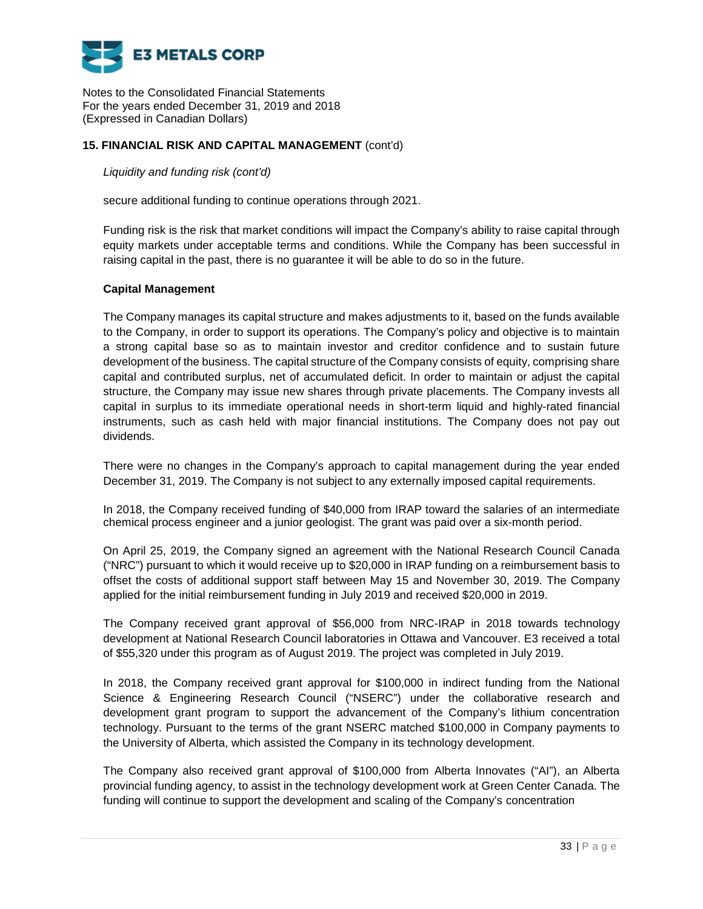## 15. FINANCIAL RISK AND CAPITAL MANAGEMENT (cont'd)

*Liquidity and funding risk (cont'd)*

secure additional funding to continue operations through 2021.

Funding risk is the risk that market conditions will impact the Company's ability to raise capital through equity markets under acceptable terms and conditions. While the Company has been successful in raising capital in the past, there is no guarantee it will be able to do so in the future.

**Capital Management**

The Company manages its capital structure and makes adjustments to it, based on the funds available to the Company, in order to support its operations. The Company's policy and objective is to maintain a strong capital base so as to maintain investor and creditor confidence and to sustain future development of the business. The capital structure of the Company consists of equity, comprising share capital and contributed surplus, net of accumulated deficit. In order to maintain or adjust the capital structure, the Company may issue new shares through private placements. The Company invests all capital in surplus to its immediate operational needs in short-term liquid and highly-rated financial instruments, such as cash held with major financial institutions. The Company does not pay out dividends.

There were no changes in the Company's approach to capital management during the year ended December 31, 2019. The Company is not subject to any externally imposed capital requirements.

In 2018, the Company received funding of $40,000 from IRAP toward the salaries of an intermediate chemical process engineer and a junior geologist. The grant was paid over a six-month period.

On April 25, 2019, the Company signed an agreement with the National Research Council Canada ("NRC") pursuant to which it would receive up to $20,000 in IRAP funding on a reimbursement basis to offset the costs of additional support staff between May 15 and November 30, 2019. The Company applied for the initial reimbursement funding in July 2019 and received $20,000 in 2019.

The Company received grant approval of $56,000 from NRC-IRAP in 2018 towards technology development at National Research Council laboratories in Ottawa and Vancouver. E3 received a total of $55,320 under this program as of August 2019. The project was completed in July 2019.

In 2018, the Company received grant approval for $100,000 in indirect funding from the National Science & Engineering Research Council ("NSERC") under the collaborative research and development grant program to support the advancement of the Company's lithium concentration technology. Pursuant to the terms of the grant NSERC matched $100,000 in Company payments to the University of Alberta, which assisted the Company in its technology development.

The Company also received grant approval of $100,000 from Alberta Innovates ("AI"), an Alberta provincial funding agency, to assist in the technology development work at Green Center Canada. The funding will continue to support the development and scaling of the Company's concentration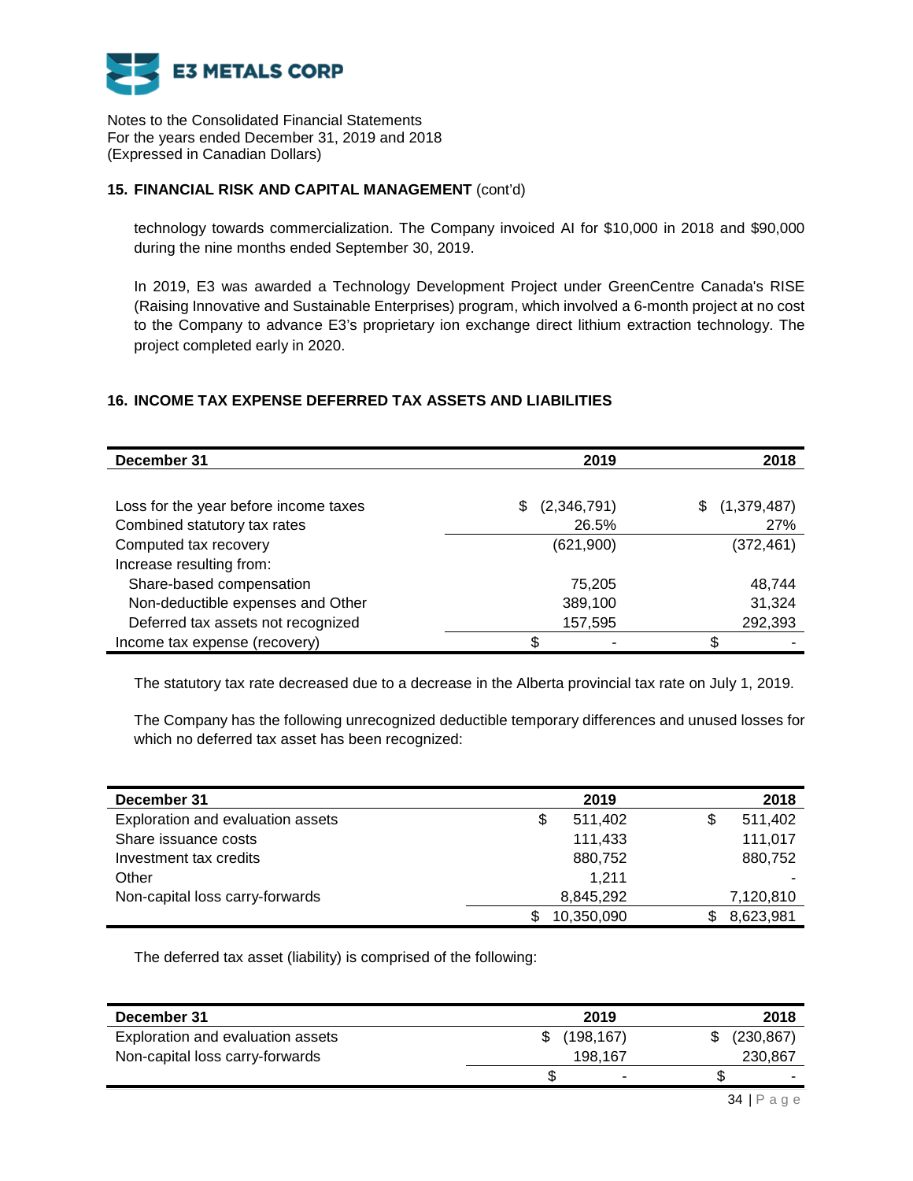Notes to the Consolidated Financial Statements
For the years ended December 31, 2019 and 2018
(Expressed in Canadian Dollars)

## 15. FINANCIAL RISK AND CAPITAL MANAGEMENT (cont'd)

technology towards commercialization. The Company invoiced AI for $10,000 in 2018 and $90,000 during the nine months ended September 30, 2019.

In 2019, E3 was awarded a Technology Development Project under GreenCentre Canada's RISE (Raising Innovative and Sustainable Enterprises) program, which involved a 6-month project at no cost to the Company to advance E3's proprietary ion exchange direct lithium extraction technology. The project completed early in 2020.

## 16. INCOME TAX EXPENSE DEFERRED TAX ASSETS AND LIABILITIES

| December 31 | 2019 | 2018 |
|---|---|---|
| Loss for the year before income taxes | $ (2,346,791) | $ (1,379,487) |
| Combined statutory tax rates | 26.5% | 27% |
| Computed tax recovery | (621,900) | (372,461) |
| Increase resulting from: | | |
| Share-based compensation | 75,205 | 48,744 |
| Non-deductible expenses and Other | 389,100 | 31,324 |
| Deferred tax assets not recognized | 157,595 | 292,393 |
| Income tax expense (recovery) | $ - | $ - |

The statutory tax rate decreased due to a decrease in the Alberta provincial tax rate on July 1, 2019.

The Company has the following unrecognized deductible temporary differences and unused losses for which no deferred tax asset has been recognized:

| December 31 | 2019 | 2018 |
|---|---|---|
| Exploration and evaluation assets | $ 511,402 | $ 511,402 |
| Share issuance costs | 111,433 | 111,017 |
| Investment tax credits | 880,752 | 880,752 |
| Other | 1,211 | - |
| Non-capital loss carry-forwards | 8,845,292 | 7,120,810 |
| | $ 10,350,090 | $ 8,623,981 |

The deferred tax asset (liability) is comprised of the following:

| December 31 | 2019 | 2018 |
|---|---|---|
| Exploration and evaluation assets | $ (198,167) | $ (230,867) |
| Non-capital loss carry-forwards | 198,167 | 230,867 |
| | $ - | $ - |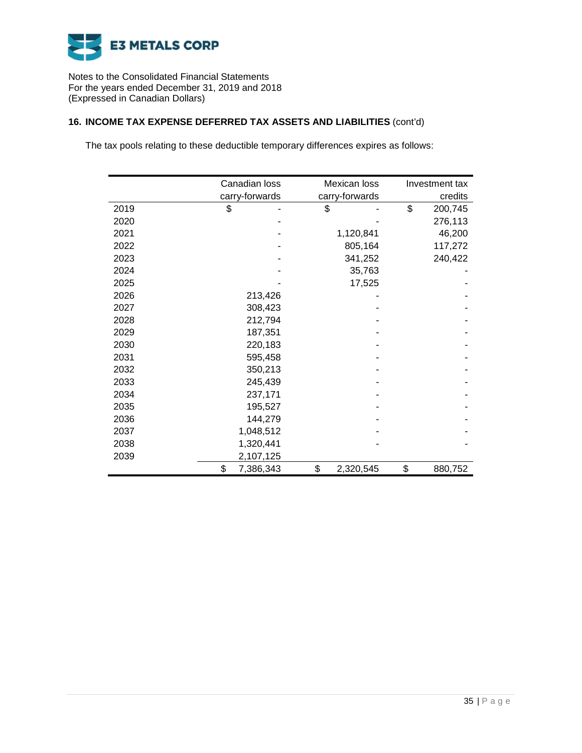Notes to the Consolidated Financial Statements
For the years ended December 31, 2019 and 2018
(Expressed in Canadian Dollars)

**16. INCOME TAX EXPENSE DEFERRED TAX ASSETS AND LIABILITIES** (cont'd)

The tax pools relating to these deductible temporary differences expires as follows:

| | Canadian loss carry-forwards | Mexican loss carry-forwards | Investment tax credits |
|---|---|---|---|
| 2019 | $ - | $ - | $ 200,745 |
| 2020 | - | - | 276,113 |
| 2021 | - | 1,120,841 | 46,200 |
| 2022 | - | 805,164 | 117,272 |
| 2023 | - | 341,252 | 240,422 |
| 2024 | - | 35,763 | - |
| 2025 | - | 17,525 | - |
| 2026 | 213,426 | - | - |
| 2027 | 308,423 | - | - |
| 2028 | 212,794 | - | - |
| 2029 | 187,351 | - | - |
| 2030 | 220,183 | - | - |
| 2031 | 595,458 | - | - |
| 2032 | 350,213 | - | - |
| 2033 | 245,439 | - | - |
| 2034 | 237,171 | - | - |
| 2035 | 195,527 | - | - |
| 2036 | 144,279 | - | - |
| 2037 | 1,048,512 | - | - |
| 2038 | 1,320,441 | - | - |
| 2039 | 2,107,125 | | |
| | $ 7,386,343 | $ 2,320,545 | $ 880,752 |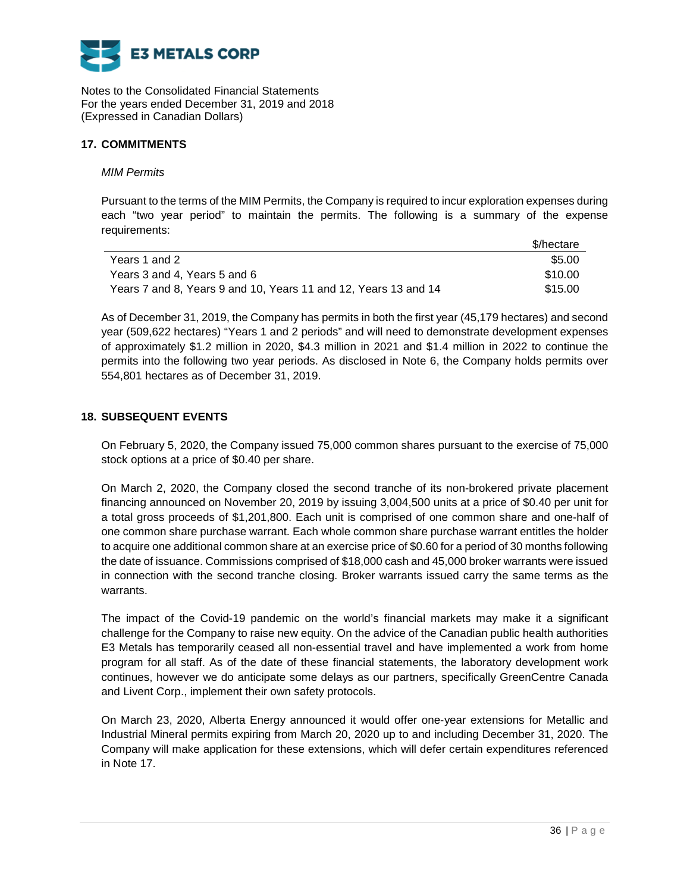Notes to the Consolidated Financial Statements
For the years ended December 31, 2019 and 2018
(Expressed in Canadian Dollars)

## 17. COMMITMENTS

*MIM Permits*

Pursuant to the terms of the MIM Permits, the Company is required to incur exploration expenses during each "two year period" to maintain the permits. The following is a summary of the expense requirements:

| | $/hectare |
|---|---|
| Years 1 and 2 | $5.00 |
| Years 3 and 4, Years 5 and 6 | $10.00 |
| Years 7 and 8, Years 9 and 10, Years 11 and 12, Years 13 and 14 | $15.00 |

As of December 31, 2019, the Company has permits in both the first year (45,179 hectares) and second year (509,622 hectares) "Years 1 and 2 periods" and will need to demonstrate development expenses of approximately $1.2 million in 2020, $4.3 million in 2021 and $1.4 million in 2022 to continue the permits into the following two year periods. As disclosed in Note 6, the Company holds permits over 554,801 hectares as of December 31, 2019.

## 18. SUBSEQUENT EVENTS

On February 5, 2020, the Company issued 75,000 common shares pursuant to the exercise of 75,000 stock options at a price of $0.40 per share.

On March 2, 2020, the Company closed the second tranche of its non-brokered private placement financing announced on November 20, 2019 by issuing 3,004,500 units at a price of $0.40 per unit for a total gross proceeds of $1,201,800. Each unit is comprised of one common share and one-half of one common share purchase warrant. Each whole common share purchase warrant entitles the holder to acquire one additional common share at an exercise price of $0.60 for a period of 30 months following the date of issuance. Commissions comprised of $18,000 cash and 45,000 broker warrants were issued in connection with the second tranche closing. Broker warrants issued carry the same terms as the warrants.

The impact of the Covid-19 pandemic on the world's financial markets may make it a significant challenge for the Company to raise new equity. On the advice of the Canadian public health authorities E3 Metals has temporarily ceased all non-essential travel and have implemented a work from home program for all staff. As of the date of these financial statements, the laboratory development work continues, however we do anticipate some delays as our partners, specifically GreenCentre Canada and Livent Corp., implement their own safety protocols.

On March 23, 2020, Alberta Energy announced it would offer one-year extensions for Metallic and Industrial Mineral permits expiring from March 20, 2020 up to and including December 31, 2020. The Company will make application for these extensions, which will defer certain expenditures referenced in Note 17.